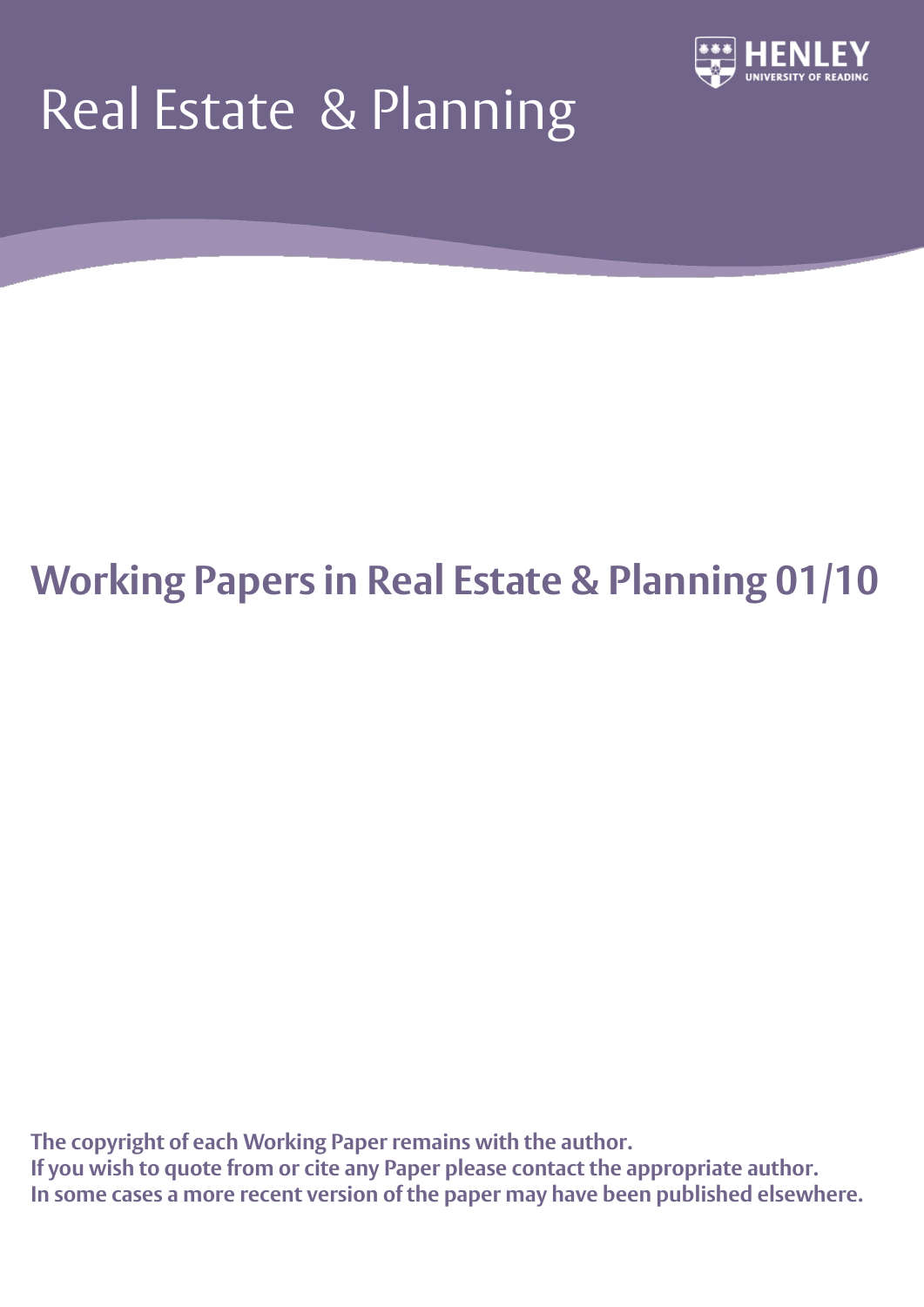# Real Estate & Planning

HENLEY
UNIVERSITY OF READING

## Working Papers in Real Estate & Planning 01/10

**The copyright of each Working Paper remains with the author.**
**If you wish to quote from or cite any Paper please contact the appropriate author.**
**In some cases a more recent version of the paper may have been published elsewhere.**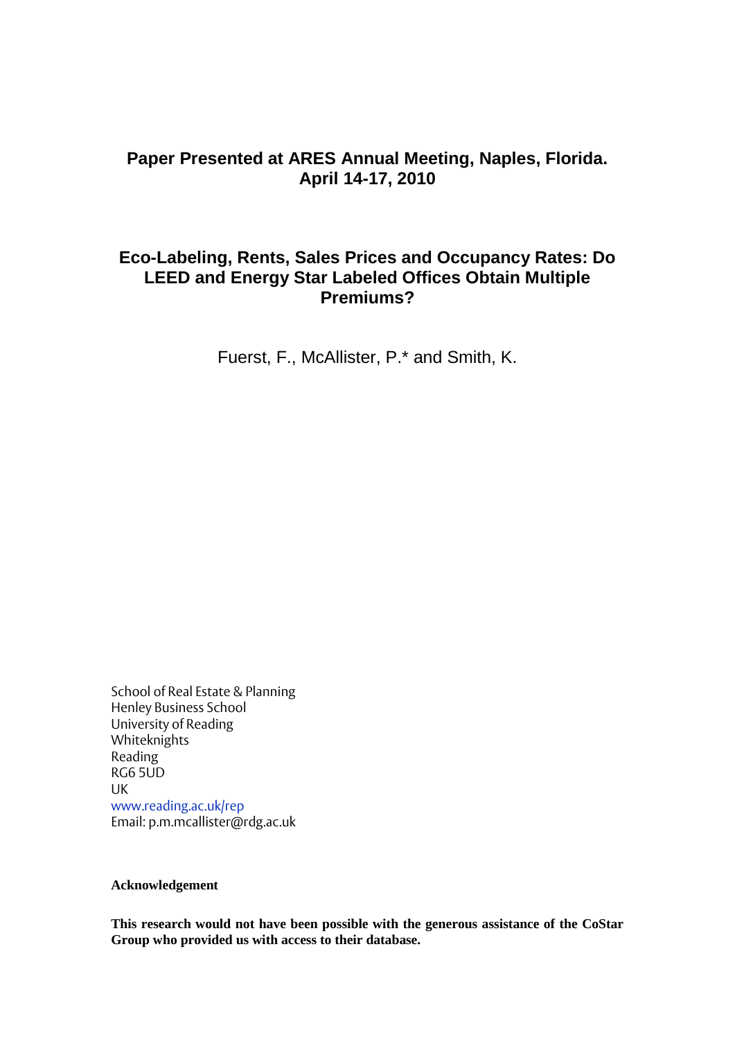**Paper Presented at ARES Annual Meeting, Naples, Florida. April 14-17, 2010**

# Eco-Labeling, Rents, Sales Prices and Occupancy Rates: Do LEED and Energy Star Labeled Offices Obtain Multiple Premiums?

Fuerst, F., McAllister, P.* and Smith, K.

School of Real Estate & Planning
Henley Business School
University of Reading
Whiteknights
Reading
RG6 5UD
UK
www.reading.ac.uk/rep
Email: p.m.mcallister@rdg.ac.uk

**Acknowledgement**

**This research would not have been possible with the generous assistance of the CoStar Group who provided us with access to their database.**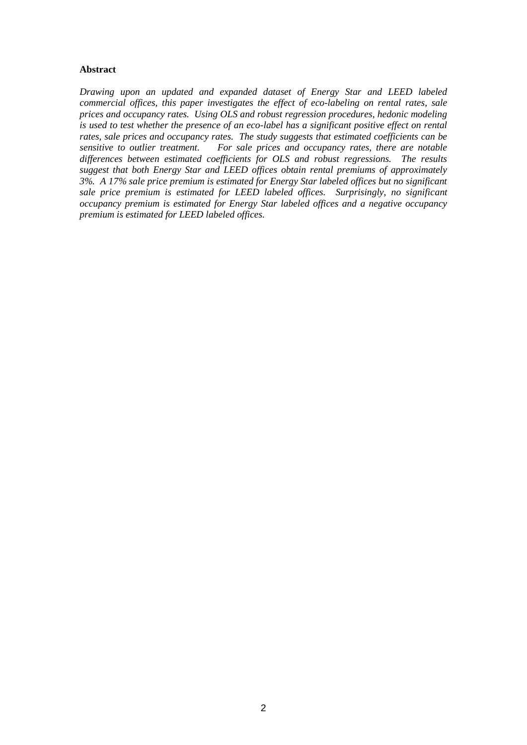**Abstract**

*Drawing upon an updated and expanded dataset of Energy Star and LEED labeled commercial offices, this paper investigates the effect of eco-labeling on rental rates, sale prices and occupancy rates. Using OLS and robust regression procedures, hedonic modeling is used to test whether the presence of an eco-label has a significant positive effect on rental rates, sale prices and occupancy rates. The study suggests that estimated coefficients can be sensitive to outlier treatment. For sale prices and occupancy rates, there are notable differences between estimated coefficients for OLS and robust regressions. The results suggest that both Energy Star and LEED offices obtain rental premiums of approximately 3%. A 17% sale price premium is estimated for Energy Star labeled offices but no significant sale price premium is estimated for LEED labeled offices. Surprisingly, no significant occupancy premium is estimated for Energy Star labeled offices and a negative occupancy premium is estimated for LEED labeled offices.*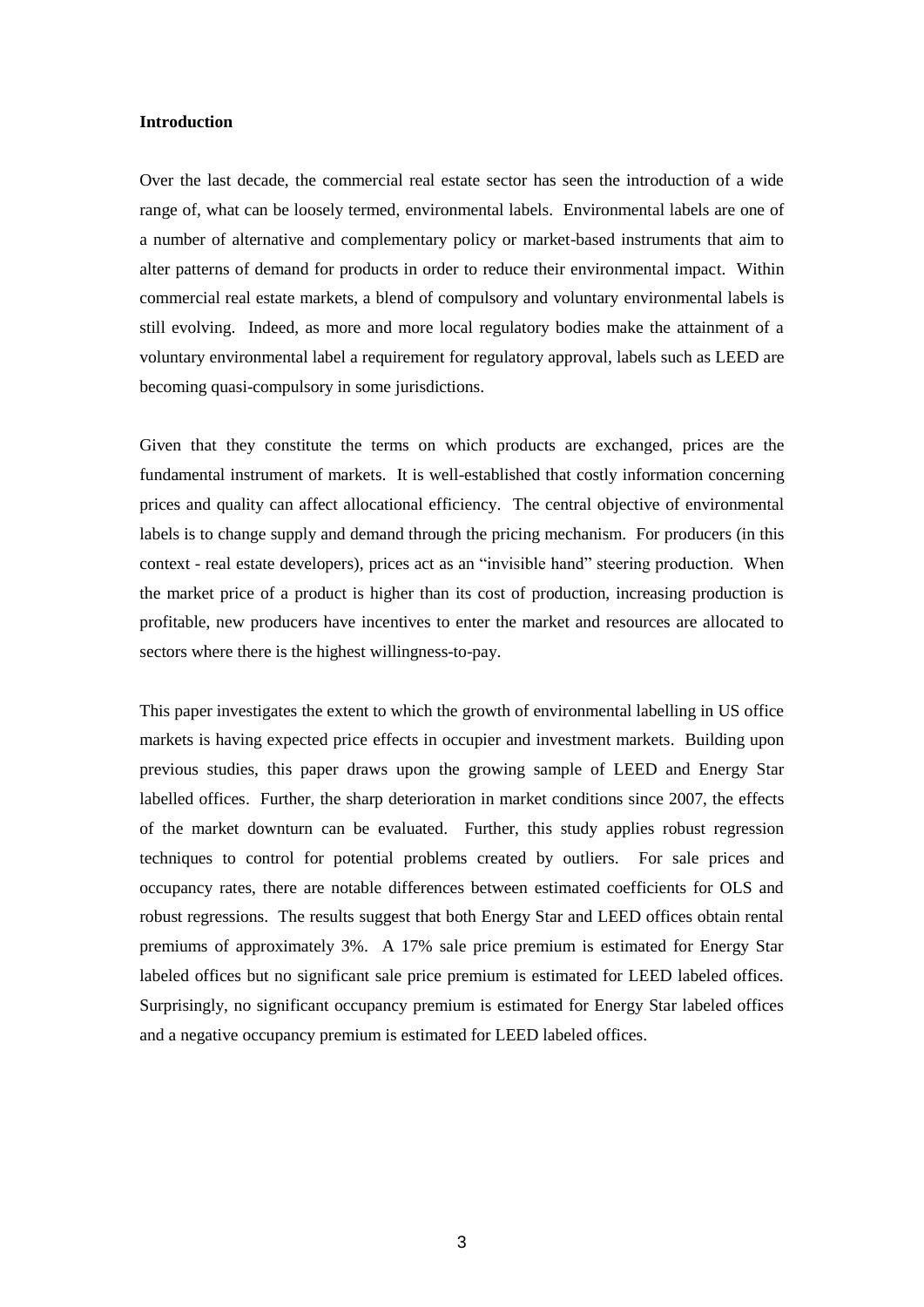## Introduction

Over the last decade, the commercial real estate sector has seen the introduction of a wide range of, what can be loosely termed, environmental labels. Environmental labels are one of a number of alternative and complementary policy or market-based instruments that aim to alter patterns of demand for products in order to reduce their environmental impact. Within commercial real estate markets, a blend of compulsory and voluntary environmental labels is still evolving. Indeed, as more and more local regulatory bodies make the attainment of a voluntary environmental label a requirement for regulatory approval, labels such as LEED are becoming quasi-compulsory in some jurisdictions.

Given that they constitute the terms on which products are exchanged, prices are the fundamental instrument of markets. It is well-established that costly information concerning prices and quality can affect allocational efficiency. The central objective of environmental labels is to change supply and demand through the pricing mechanism. For producers (in this context - real estate developers), prices act as an "invisible hand" steering production. When the market price of a product is higher than its cost of production, increasing production is profitable, new producers have incentives to enter the market and resources are allocated to sectors where there is the highest willingness-to-pay.

This paper investigates the extent to which the growth of environmental labelling in US office markets is having expected price effects in occupier and investment markets. Building upon previous studies, this paper draws upon the growing sample of LEED and Energy Star labelled offices. Further, the sharp deterioration in market conditions since 2007, the effects of the market downturn can be evaluated. Further, this study applies robust regression techniques to control for potential problems created by outliers. For sale prices and occupancy rates, there are notable differences between estimated coefficients for OLS and robust regressions. The results suggest that both Energy Star and LEED offices obtain rental premiums of approximately 3%. A 17% sale price premium is estimated for Energy Star labeled offices but no significant sale price premium is estimated for LEED labeled offices. Surprisingly, no significant occupancy premium is estimated for Energy Star labeled offices and a negative occupancy premium is estimated for LEED labeled offices.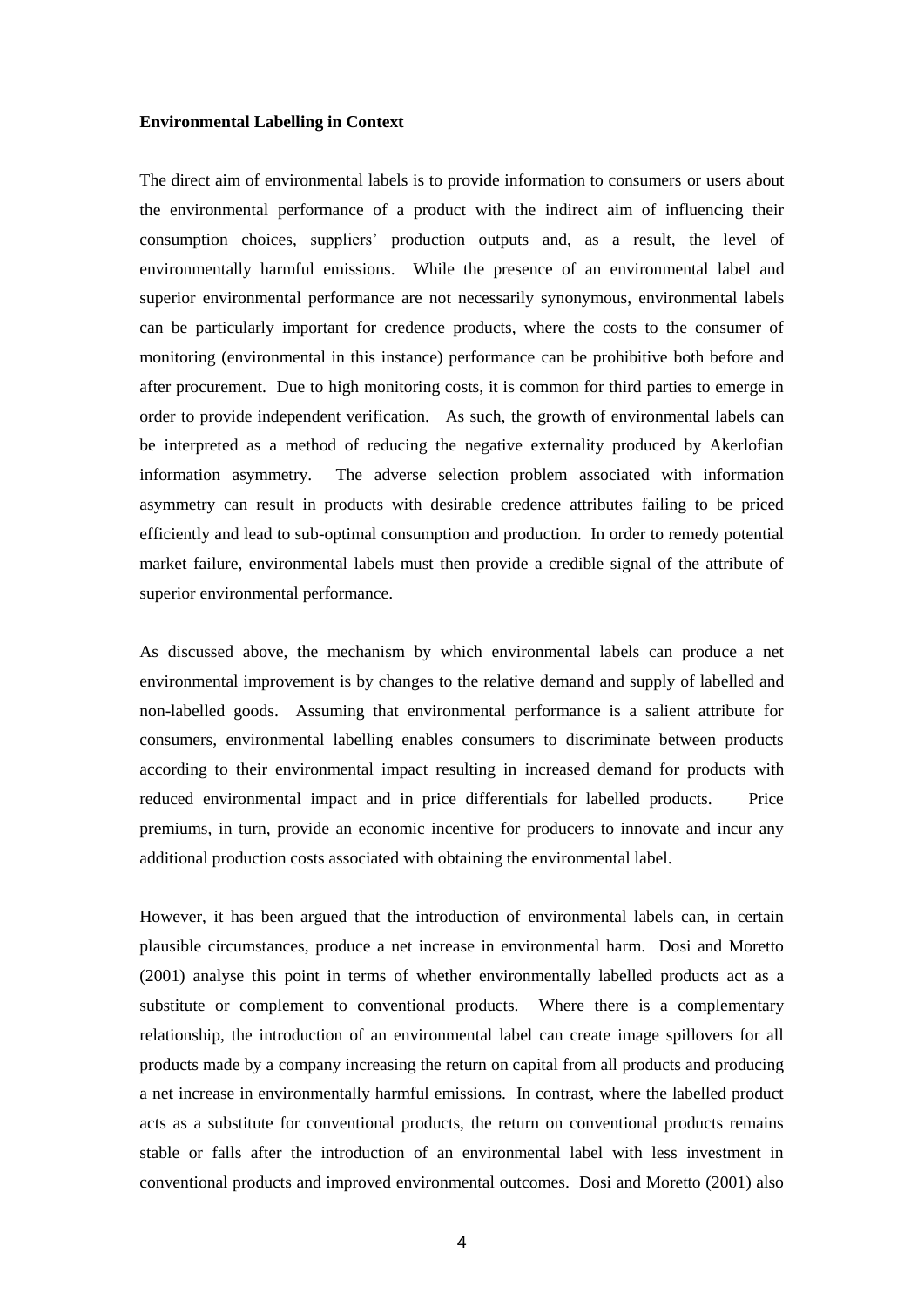**Environmental Labelling in Context**

The direct aim of environmental labels is to provide information to consumers or users about the environmental performance of a product with the indirect aim of influencing their consumption choices, suppliers' production outputs and, as a result, the level of environmentally harmful emissions. While the presence of an environmental label and superior environmental performance are not necessarily synonymous, environmental labels can be particularly important for credence products, where the costs to the consumer of monitoring (environmental in this instance) performance can be prohibitive both before and after procurement. Due to high monitoring costs, it is common for third parties to emerge in order to provide independent verification. As such, the growth of environmental labels can be interpreted as a method of reducing the negative externality produced by Akerlofian information asymmetry. The adverse selection problem associated with information asymmetry can result in products with desirable credence attributes failing to be priced efficiently and lead to sub-optimal consumption and production. In order to remedy potential market failure, environmental labels must then provide a credible signal of the attribute of superior environmental performance.

As discussed above, the mechanism by which environmental labels can produce a net environmental improvement is by changes to the relative demand and supply of labelled and non-labelled goods. Assuming that environmental performance is a salient attribute for consumers, environmental labelling enables consumers to discriminate between products according to their environmental impact resulting in increased demand for products with reduced environmental impact and in price differentials for labelled products. Price premiums, in turn, provide an economic incentive for producers to innovate and incur any additional production costs associated with obtaining the environmental label.

However, it has been argued that the introduction of environmental labels can, in certain plausible circumstances, produce a net increase in environmental harm. Dosi and Moretto (2001) analyse this point in terms of whether environmentally labelled products act as a substitute or complement to conventional products. Where there is a complementary relationship, the introduction of an environmental label can create image spillovers for all products made by a company increasing the return on capital from all products and producing a net increase in environmentally harmful emissions. In contrast, where the labelled product acts as a substitute for conventional products, the return on conventional products remains stable or falls after the introduction of an environmental label with less investment in conventional products and improved environmental outcomes. Dosi and Moretto (2001) also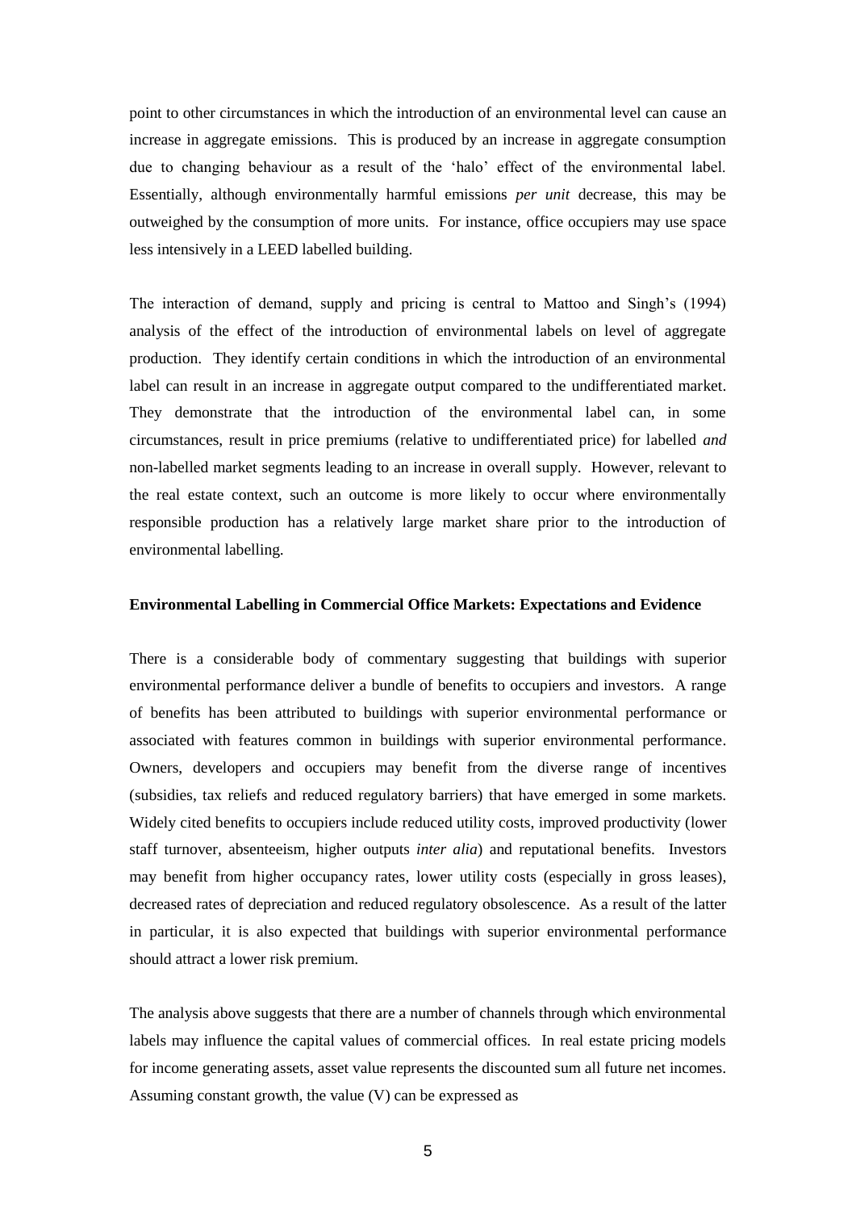point to other circumstances in which the introduction of an environmental level can cause an increase in aggregate emissions. This is produced by an increase in aggregate consumption due to changing behaviour as a result of the 'halo' effect of the environmental label. Essentially, although environmentally harmful emissions *per unit* decrease, this may be outweighed by the consumption of more units. For instance, office occupiers may use space less intensively in a LEED labelled building.

The interaction of demand, supply and pricing is central to Mattoo and Singh's (1994) analysis of the effect of the introduction of environmental labels on level of aggregate production. They identify certain conditions in which the introduction of an environmental label can result in an increase in aggregate output compared to the undifferentiated market. They demonstrate that the introduction of the environmental label can, in some circumstances, result in price premiums (relative to undifferentiated price) for labelled *and* non-labelled market segments leading to an increase in overall supply. However, relevant to the real estate context, such an outcome is more likely to occur where environmentally responsible production has a relatively large market share prior to the introduction of environmental labelling.

**Environmental Labelling in Commercial Office Markets: Expectations and Evidence**

There is a considerable body of commentary suggesting that buildings with superior environmental performance deliver a bundle of benefits to occupiers and investors. A range of benefits has been attributed to buildings with superior environmental performance or associated with features common in buildings with superior environmental performance. Owners, developers and occupiers may benefit from the diverse range of incentives (subsidies, tax reliefs and reduced regulatory barriers) that have emerged in some markets. Widely cited benefits to occupiers include reduced utility costs, improved productivity (lower staff turnover, absenteeism, higher outputs *inter alia*) and reputational benefits. Investors may benefit from higher occupancy rates, lower utility costs (especially in gross leases), decreased rates of depreciation and reduced regulatory obsolescence. As a result of the latter in particular, it is also expected that buildings with superior environmental performance should attract a lower risk premium.

The analysis above suggests that there are a number of channels through which environmental labels may influence the capital values of commercial offices. In real estate pricing models for income generating assets, asset value represents the discounted sum all future net incomes. Assuming constant growth, the value (V) can be expressed as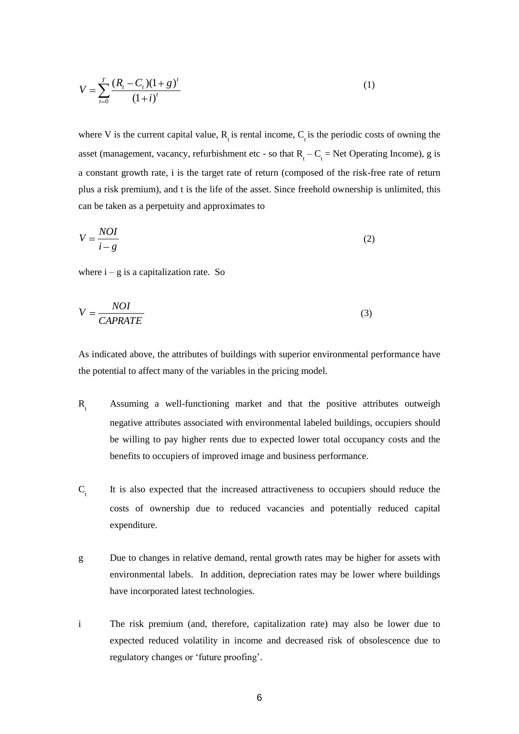$$V = \sum_{t=0}^{T} \frac{(R_t - C_t)(1+g)^t}{(1+i)^t} \tag{1}$$

where V is the current capital value, $R_t$ is rental income, $C_t$ is the periodic costs of owning the asset (management, vacancy, refurbishment etc - so that $R_t - C_t$ = Net Operating Income), g is a constant growth rate, i is the target rate of return (composed of the risk-free rate of return plus a risk premium), and t is the life of the asset. Since freehold ownership is unlimited, this can be taken as a perpetuity and approximates to

$$V = \frac{NOI}{i - g} \tag{2}$$

where $i - g$ is a capitalization rate. So

$$V = \frac{NOI}{CAPRATE} \tag{3}$$

As indicated above, the attributes of buildings with superior environmental performance have the potential to affect many of the variables in the pricing model.

$R_t$ Assuming a well-functioning market and that the positive attributes outweigh negative attributes associated with environmental labeled buildings, occupiers should be willing to pay higher rents due to expected lower total occupancy costs and the benefits to occupiers of improved image and business performance.

$C_t$ It is also expected that the increased attractiveness to occupiers should reduce the costs of ownership due to reduced vacancies and potentially reduced capital expenditure.

g Due to changes in relative demand, rental growth rates may be higher for assets with environmental labels. In addition, depreciation rates may be lower where buildings have incorporated latest technologies.

i The risk premium (and, therefore, capitalization rate) may also be lower due to expected reduced volatility in income and decreased risk of obsolescence due to regulatory changes or 'future proofing'.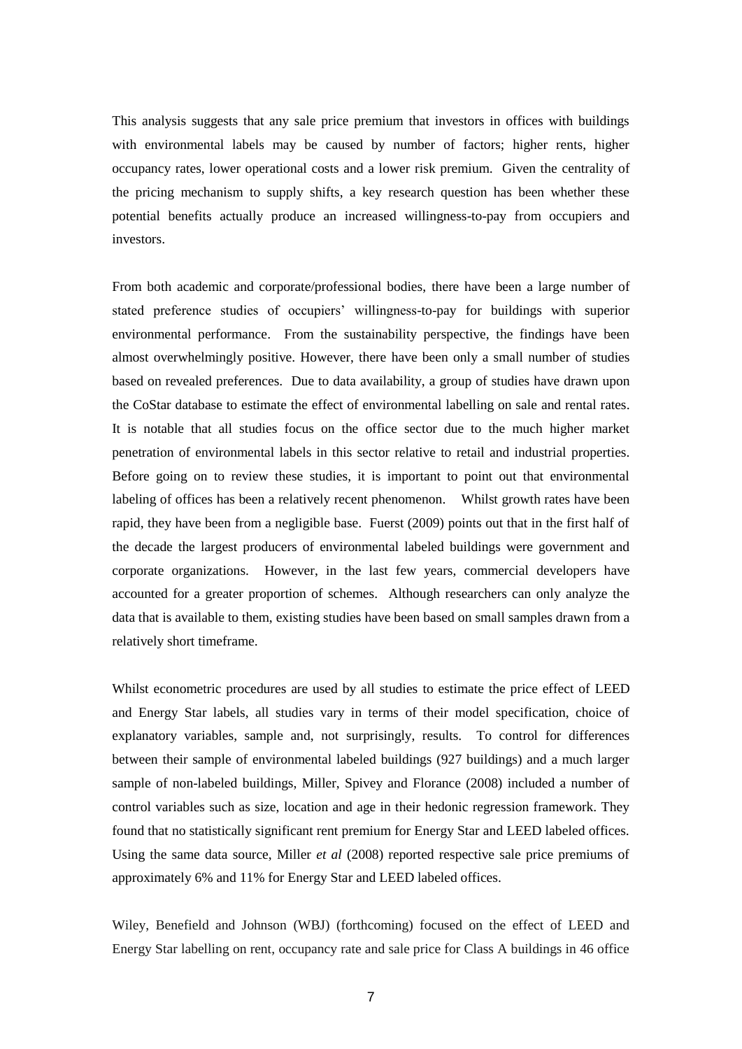This analysis suggests that any sale price premium that investors in offices with buildings with environmental labels may be caused by number of factors; higher rents, higher occupancy rates, lower operational costs and a lower risk premium. Given the centrality of the pricing mechanism to supply shifts, a key research question has been whether these potential benefits actually produce an increased willingness-to-pay from occupiers and investors.

From both academic and corporate/professional bodies, there have been a large number of stated preference studies of occupiers' willingness-to-pay for buildings with superior environmental performance. From the sustainability perspective, the findings have been almost overwhelmingly positive. However, there have been only a small number of studies based on revealed preferences. Due to data availability, a group of studies have drawn upon the CoStar database to estimate the effect of environmental labelling on sale and rental rates. It is notable that all studies focus on the office sector due to the much higher market penetration of environmental labels in this sector relative to retail and industrial properties. Before going on to review these studies, it is important to point out that environmental labeling of offices has been a relatively recent phenomenon. Whilst growth rates have been rapid, they have been from a negligible base. Fuerst (2009) points out that in the first half of the decade the largest producers of environmental labeled buildings were government and corporate organizations. However, in the last few years, commercial developers have accounted for a greater proportion of schemes. Although researchers can only analyze the data that is available to them, existing studies have been based on small samples drawn from a relatively short timeframe.

Whilst econometric procedures are used by all studies to estimate the price effect of LEED and Energy Star labels, all studies vary in terms of their model specification, choice of explanatory variables, sample and, not surprisingly, results. To control for differences between their sample of environmental labeled buildings (927 buildings) and a much larger sample of non-labeled buildings, Miller, Spivey and Florance (2008) included a number of control variables such as size, location and age in their hedonic regression framework. They found that no statistically significant rent premium for Energy Star and LEED labeled offices. Using the same data source, Miller *et al* (2008) reported respective sale price premiums of approximately 6% and 11% for Energy Star and LEED labeled offices.

Wiley, Benefield and Johnson (WBJ) (forthcoming) focused on the effect of LEED and Energy Star labelling on rent, occupancy rate and sale price for Class A buildings in 46 office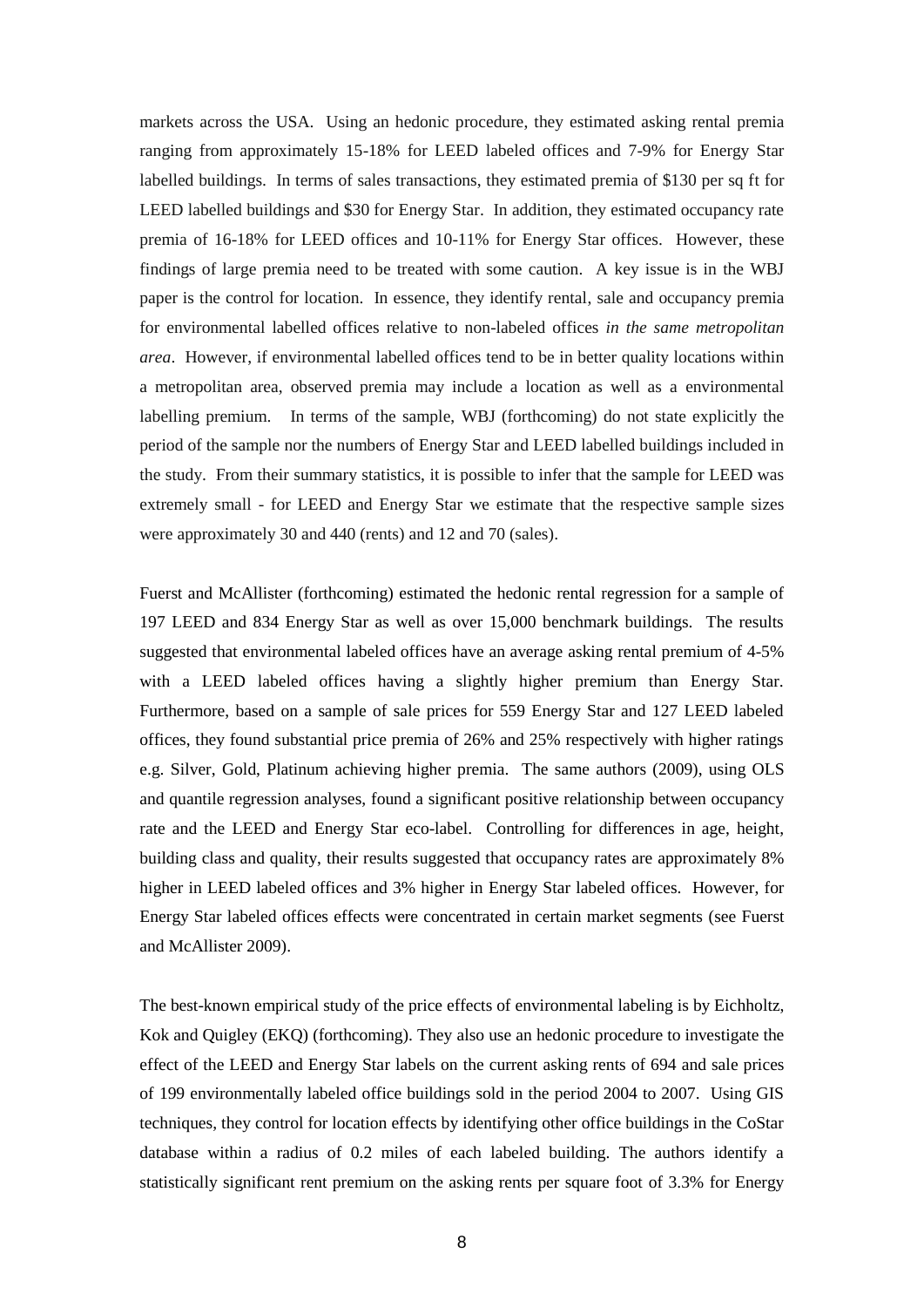markets across the USA. Using an hedonic procedure, they estimated asking rental premia ranging from approximately 15-18% for LEED labeled offices and 7-9% for Energy Star labelled buildings. In terms of sales transactions, they estimated premia of $130 per sq ft for LEED labelled buildings and $30 for Energy Star. In addition, they estimated occupancy rate premia of 16-18% for LEED offices and 10-11% for Energy Star offices. However, these findings of large premia need to be treated with some caution. A key issue is in the WBJ paper is the control for location. In essence, they identify rental, sale and occupancy premia for environmental labelled offices relative to non-labeled offices *in the same metropolitan area*. However, if environmental labelled offices tend to be in better quality locations within a metropolitan area, observed premia may include a location as well as a environmental labelling premium. In terms of the sample, WBJ (forthcoming) do not state explicitly the period of the sample nor the numbers of Energy Star and LEED labelled buildings included in the study. From their summary statistics, it is possible to infer that the sample for LEED was extremely small - for LEED and Energy Star we estimate that the respective sample sizes were approximately 30 and 440 (rents) and 12 and 70 (sales).

Fuerst and McAllister (forthcoming) estimated the hedonic rental regression for a sample of 197 LEED and 834 Energy Star as well as over 15,000 benchmark buildings. The results suggested that environmental labeled offices have an average asking rental premium of 4-5% with a LEED labeled offices having a slightly higher premium than Energy Star. Furthermore, based on a sample of sale prices for 559 Energy Star and 127 LEED labeled offices, they found substantial price premia of 26% and 25% respectively with higher ratings e.g. Silver, Gold, Platinum achieving higher premia. The same authors (2009), using OLS and quantile regression analyses, found a significant positive relationship between occupancy rate and the LEED and Energy Star eco-label. Controlling for differences in age, height, building class and quality, their results suggested that occupancy rates are approximately 8% higher in LEED labeled offices and 3% higher in Energy Star labeled offices. However, for Energy Star labeled offices effects were concentrated in certain market segments (see Fuerst and McAllister 2009).

The best-known empirical study of the price effects of environmental labeling is by Eichholtz, Kok and Quigley (EKQ) (forthcoming). They also use an hedonic procedure to investigate the effect of the LEED and Energy Star labels on the current asking rents of 694 and sale prices of 199 environmentally labeled office buildings sold in the period 2004 to 2007. Using GIS techniques, they control for location effects by identifying other office buildings in the CoStar database within a radius of 0.2 miles of each labeled building. The authors identify a statistically significant rent premium on the asking rents per square foot of 3.3% for Energy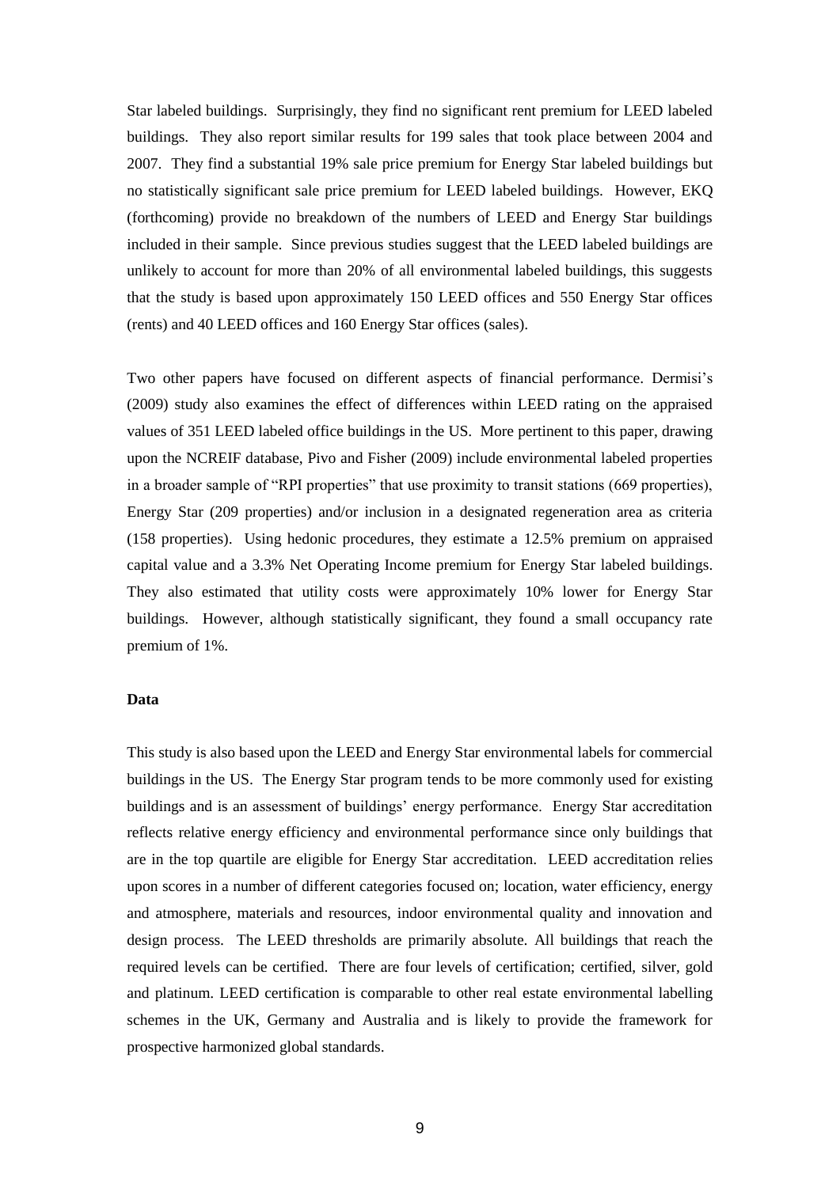Star labeled buildings. Surprisingly, they find no significant rent premium for LEED labeled buildings. They also report similar results for 199 sales that took place between 2004 and 2007. They find a substantial 19% sale price premium for Energy Star labeled buildings but no statistically significant sale price premium for LEED labeled buildings. However, EKQ (forthcoming) provide no breakdown of the numbers of LEED and Energy Star buildings included in their sample. Since previous studies suggest that the LEED labeled buildings are unlikely to account for more than 20% of all environmental labeled buildings, this suggests that the study is based upon approximately 150 LEED offices and 550 Energy Star offices (rents) and 40 LEED offices and 160 Energy Star offices (sales).

Two other papers have focused on different aspects of financial performance. Dermisi's (2009) study also examines the effect of differences within LEED rating on the appraised values of 351 LEED labeled office buildings in the US. More pertinent to this paper, drawing upon the NCREIF database, Pivo and Fisher (2009) include environmental labeled properties in a broader sample of "RPI properties" that use proximity to transit stations (669 properties), Energy Star (209 properties) and/or inclusion in a designated regeneration area as criteria (158 properties). Using hedonic procedures, they estimate a 12.5% premium on appraised capital value and a 3.3% Net Operating Income premium for Energy Star labeled buildings. They also estimated that utility costs were approximately 10% lower for Energy Star buildings. However, although statistically significant, they found a small occupancy rate premium of 1%.

**Data**

This study is also based upon the LEED and Energy Star environmental labels for commercial buildings in the US. The Energy Star program tends to be more commonly used for existing buildings and is an assessment of buildings' energy performance. Energy Star accreditation reflects relative energy efficiency and environmental performance since only buildings that are in the top quartile are eligible for Energy Star accreditation. LEED accreditation relies upon scores in a number of different categories focused on; location, water efficiency, energy and atmosphere, materials and resources, indoor environmental quality and innovation and design process. The LEED thresholds are primarily absolute. All buildings that reach the required levels can be certified. There are four levels of certification; certified, silver, gold and platinum. LEED certification is comparable to other real estate environmental labelling schemes in the UK, Germany and Australia and is likely to provide the framework for prospective harmonized global standards.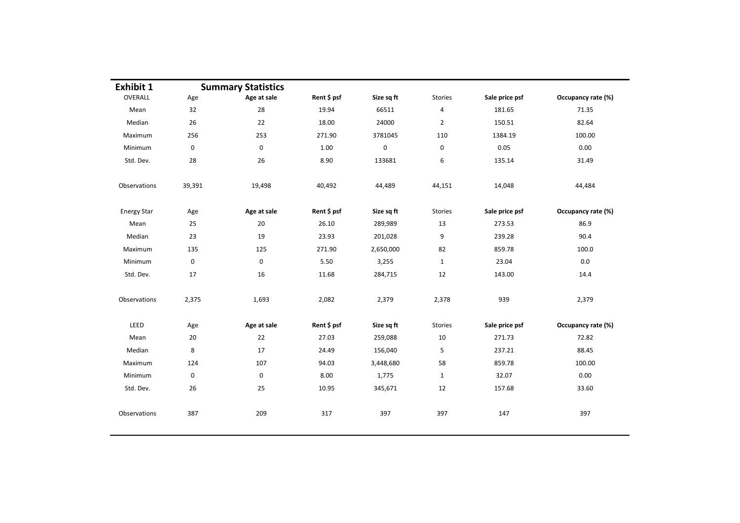**Exhibit 1** **Summary Statistics**

| OVERALL | Age | Age at sale | Rent $ psf | Size sq ft | Stories | Sale price psf | Occupancy rate (%) |
|---|---|---|---|---|---|---|---|
| Mean | 32 | 28 | 19.94 | 66511 | 4 | 181.65 | 71.35 |
| Median | 26 | 22 | 18.00 | 24000 | 2 | 150.51 | 82.64 |
| Maximum | 256 | 253 | 271.90 | 3781045 | 110 | 1384.19 | 100.00 |
| Minimum | 0 | 0 | 1.00 | 0 | 0 | 0.05 | 0.00 |
| Std. Dev. | 28 | 26 | 8.90 | 133681 | 6 | 135.14 | 31.49 |
| | | | | | | | |
| Observations | 39,391 | 19,498 | 40,492 | 44,489 | 44,151 | 14,048 | 44,484 |
| | | | | | | | |
| **Energy Star** | **Age** | **Age at sale** | **Rent $ psf** | **Size sq ft** | **Stories** | **Sale price psf** | **Occupancy rate (%)** |
| Mean | 25 | 20 | 26.10 | 289,989 | 13 | 273.53 | 86.9 |
| Median | 23 | 19 | 23.93 | 201,028 | 9 | 239.28 | 90.4 |
| Maximum | 135 | 125 | 271.90 | 2,650,000 | 82 | 859.78 | 100.0 |
| Minimum | 0 | 0 | 5.50 | 3,255 | 1 | 23.04 | 0.0 |
| Std. Dev. | 17 | 16 | 11.68 | 284,715 | 12 | 143.00 | 14.4 |
| | | | | | | | |
| Observations | 2,375 | 1,693 | 2,082 | 2,379 | 2,378 | 939 | 2,379 |
| | | | | | | | |
| **LEED** | **Age** | **Age at sale** | **Rent $ psf** | **Size sq ft** | **Stories** | **Sale price psf** | **Occupancy rate (%)** |
| Mean | 20 | 22 | 27.03 | 259,088 | 10 | 271.73 | 72.82 |
| Median | 8 | 17 | 24.49 | 156,040 | 5 | 237.21 | 88.45 |
| Maximum | 124 | 107 | 94.03 | 3,448,680 | 58 | 859.78 | 100.00 |
| Minimum | 0 | 0 | 8.00 | 1,775 | 1 | 32.07 | 0.00 |
| Std. Dev. | 26 | 25 | 10.95 | 345,671 | 12 | 157.68 | 33.60 |
| | | | | | | | |
| Observations | 387 | 209 | 317 | 397 | 397 | 147 | 397 |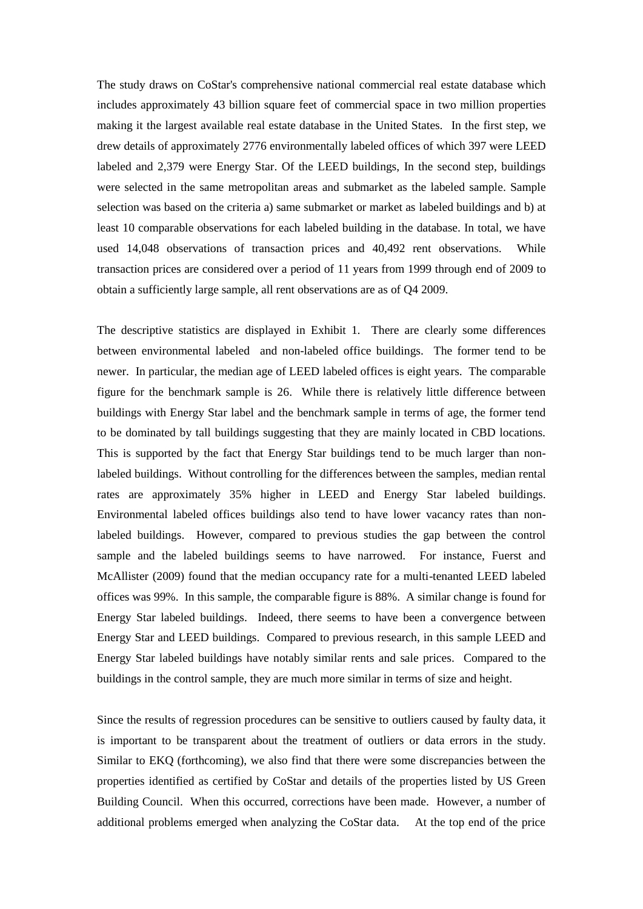The study draws on CoStar's comprehensive national commercial real estate database which includes approximately 43 billion square feet of commercial space in two million properties making it the largest available real estate database in the United States. In the first step, we drew details of approximately 2776 environmentally labeled offices of which 397 were LEED labeled and 2,379 were Energy Star. Of the LEED buildings, In the second step, buildings were selected in the same metropolitan areas and submarket as the labeled sample. Sample selection was based on the criteria a) same submarket or market as labeled buildings and b) at least 10 comparable observations for each labeled building in the database. In total, we have used 14,048 observations of transaction prices and 40,492 rent observations. While transaction prices are considered over a period of 11 years from 1999 through end of 2009 to obtain a sufficiently large sample, all rent observations are as of Q4 2009.

The descriptive statistics are displayed in Exhibit 1. There are clearly some differences between environmental labeled and non-labeled office buildings. The former tend to be newer. In particular, the median age of LEED labeled offices is eight years. The comparable figure for the benchmark sample is 26. While there is relatively little difference between buildings with Energy Star label and the benchmark sample in terms of age, the former tend to be dominated by tall buildings suggesting that they are mainly located in CBD locations. This is supported by the fact that Energy Star buildings tend to be much larger than non-labeled buildings. Without controlling for the differences between the samples, median rental rates are approximately 35% higher in LEED and Energy Star labeled buildings. Environmental labeled offices buildings also tend to have lower vacancy rates than non-labeled buildings. However, compared to previous studies the gap between the control sample and the labeled buildings seems to have narrowed. For instance, Fuerst and McAllister (2009) found that the median occupancy rate for a multi-tenanted LEED labeled offices was 99%. In this sample, the comparable figure is 88%. A similar change is found for Energy Star labeled buildings. Indeed, there seems to have been a convergence between Energy Star and LEED buildings. Compared to previous research, in this sample LEED and Energy Star labeled buildings have notably similar rents and sale prices. Compared to the buildings in the control sample, they are much more similar in terms of size and height.

Since the results of regression procedures can be sensitive to outliers caused by faulty data, it is important to be transparent about the treatment of outliers or data errors in the study. Similar to EKQ (forthcoming), we also find that there were some discrepancies between the properties identified as certified by CoStar and details of the properties listed by US Green Building Council. When this occurred, corrections have been made. However, a number of additional problems emerged when analyzing the CoStar data. At the top end of the price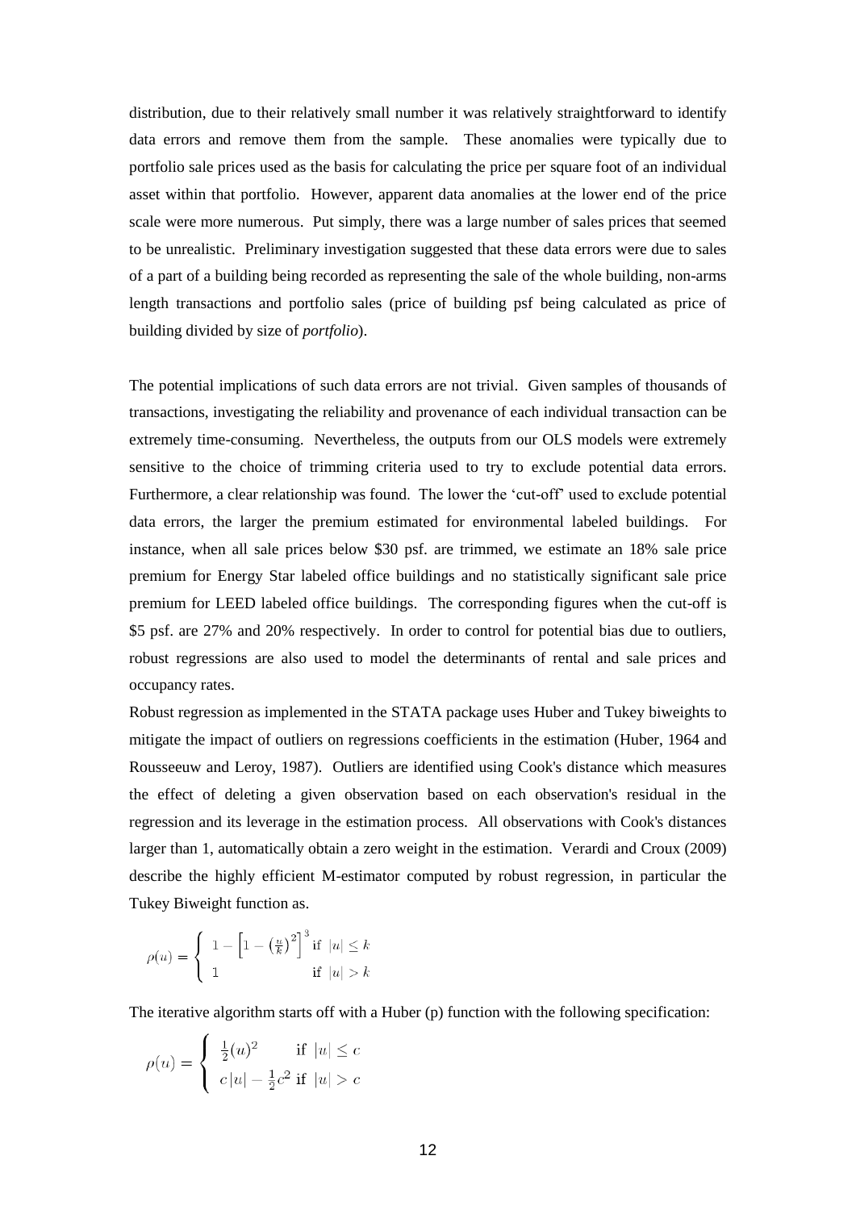distribution, due to their relatively small number it was relatively straightforward to identify data errors and remove them from the sample. These anomalies were typically due to portfolio sale prices used as the basis for calculating the price per square foot of an individual asset within that portfolio. However, apparent data anomalies at the lower end of the price scale were more numerous. Put simply, there was a large number of sales prices that seemed to be unrealistic. Preliminary investigation suggested that these data errors were due to sales of a part of a building being recorded as representing the sale of the whole building, non-arms length transactions and portfolio sales (price of building psf being calculated as price of building divided by size of *portfolio*).

The potential implications of such data errors are not trivial. Given samples of thousands of transactions, investigating the reliability and provenance of each individual transaction can be extremely time-consuming. Nevertheless, the outputs from our OLS models were extremely sensitive to the choice of trimming criteria used to try to exclude potential data errors. Furthermore, a clear relationship was found. The lower the 'cut-off' used to exclude potential data errors, the larger the premium estimated for environmental labeled buildings. For instance, when all sale prices below \$30 psf. are trimmed, we estimate an 18% sale price premium for Energy Star labeled office buildings and no statistically significant sale price premium for LEED labeled office buildings. The corresponding figures when the cut-off is \$5 psf. are 27% and 20% respectively. In order to control for potential bias due to outliers, robust regressions are also used to model the determinants of rental and sale prices and occupancy rates.

Robust regression as implemented in the STATA package uses Huber and Tukey biweights to mitigate the impact of outliers on regressions coefficients in the estimation (Huber, 1964 and Rousseeuw and Leroy, 1987). Outliers are identified using Cook's distance which measures the effect of deleting a given observation based on each observation's residual in the regression and its leverage in the estimation process. All observations with Cook's distances larger than 1, automatically obtain a zero weight in the estimation. Verardi and Croux (2009) describe the highly efficient M-estimator computed by robust regression, in particular the Tukey Biweight function as.

$$\rho(u) = \begin{cases} 1 - \left[1 - \left(\frac{u}{k}\right)^2\right]^3 \text{ if } |u| \le k \\ 1 \qquad\qquad\qquad \text{if } |u| > k \end{cases}$$

The iterative algorithm starts off with a Huber (p) function with the following specification:

$$\rho(u) = \begin{cases} \frac{1}{2}(u)^2 \qquad \text{if } |u| \le c \\ c\,|u| - \frac{1}{2}c^2 \text{ if } |u| > c \end{cases}$$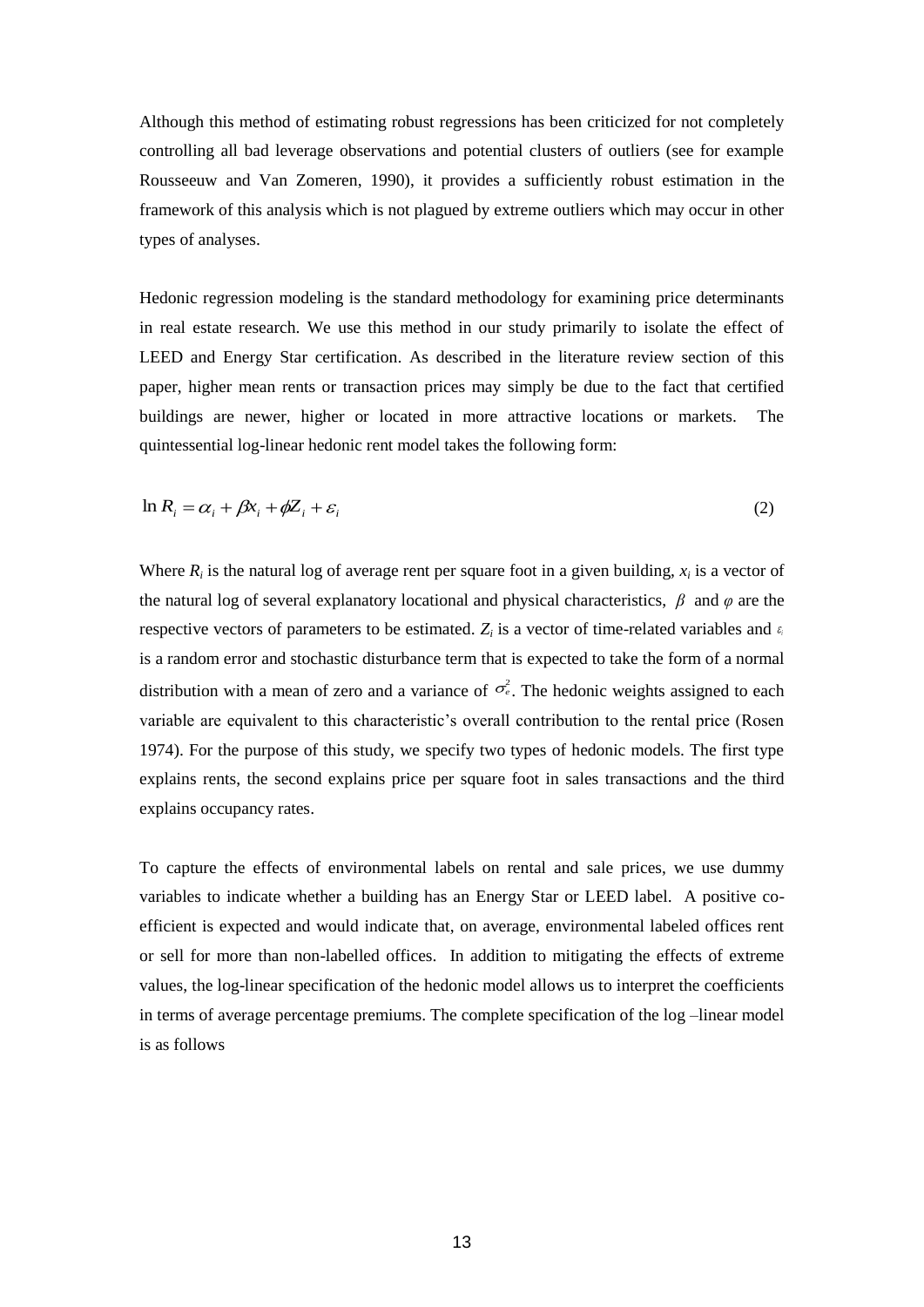Although this method of estimating robust regressions has been criticized for not completely controlling all bad leverage observations and potential clusters of outliers (see for example Rousseeuw and Van Zomeren, 1990), it provides a sufficiently robust estimation in the framework of this analysis which is not plagued by extreme outliers which may occur in other types of analyses.

Hedonic regression modeling is the standard methodology for examining price determinants in real estate research. We use this method in our study primarily to isolate the effect of LEED and Energy Star certification. As described in the literature review section of this paper, higher mean rents or transaction prices may simply be due to the fact that certified buildings are newer, higher or located in more attractive locations or markets. The quintessential log-linear hedonic rent model takes the following form:

$$\ln R_i = \alpha_i + \beta x_i + \phi Z_i + \varepsilon_i \qquad (2)$$

Where $R_i$ is the natural log of average rent per square foot in a given building, $x_i$ is a vector of the natural log of several explanatory locational and physical characteristics, $\beta$ and $\varphi$ are the respective vectors of parameters to be estimated. $Z_i$ is a vector of time-related variables and $\varepsilon_i$ is a random error and stochastic disturbance term that is expected to take the form of a normal distribution with a mean of zero and a variance of $\sigma_\varepsilon^2$. The hedonic weights assigned to each variable are equivalent to this characteristic's overall contribution to the rental price (Rosen 1974). For the purpose of this study, we specify two types of hedonic models. The first type explains rents, the second explains price per square foot in sales transactions and the third explains occupancy rates.

To capture the effects of environmental labels on rental and sale prices, we use dummy variables to indicate whether a building has an Energy Star or LEED label. A positive co-efficient is expected and would indicate that, on average, environmental labeled offices rent or sell for more than non-labelled offices. In addition to mitigating the effects of extreme values, the log-linear specification of the hedonic model allows us to interpret the coefficients in terms of average percentage premiums. The complete specification of the log –linear model is as follows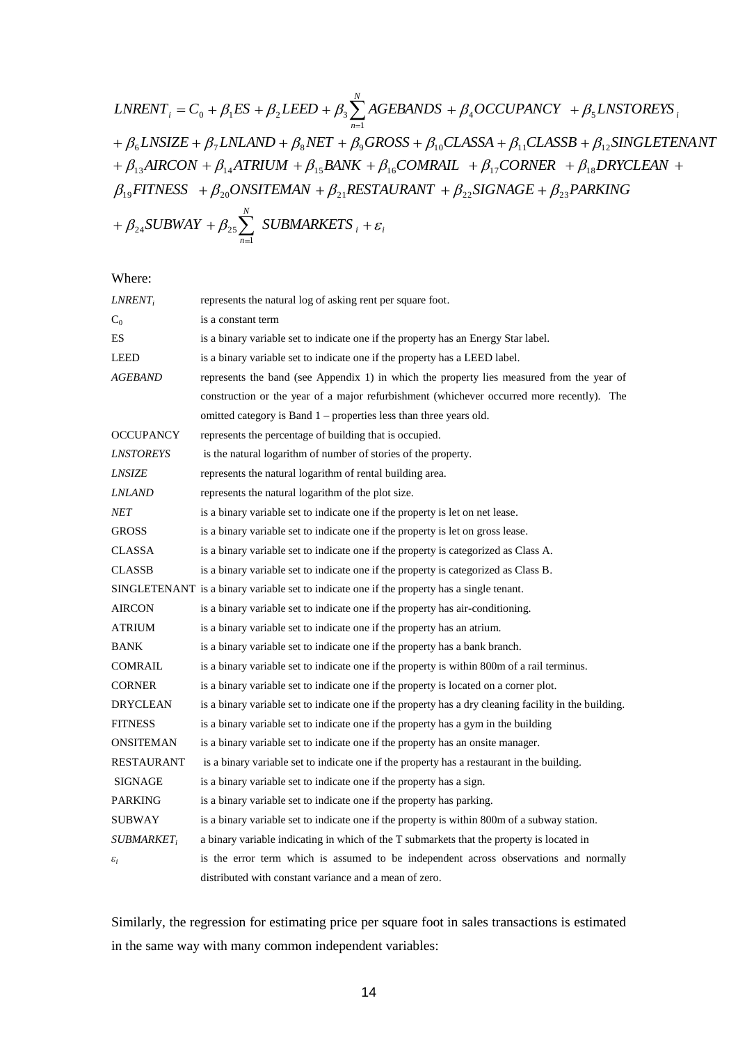$$
\begin{aligned}
LNRENT_i = {} & C_0 + \beta_1 ES + \beta_2 LEED + \beta_3 \sum_{n=1}^{N} AGEBANDS + \beta_4 OCCUPANCY + \beta_5 LNSTOREYS_i \\
& + \beta_6 LNSIZE + \beta_7 LNLAND + \beta_8 NET + \beta_9 GROSS + \beta_{10} CLASSA + \beta_{11} CLASSB + \beta_{12} SINGLETENANT \\
& + \beta_{13} AIRCON + \beta_{14} ATRIUM + \beta_{15} BANK + \beta_{16} COMRAIL + \beta_{17} CORNER + \beta_{18} DRYCLEAN + \\
& \beta_{19} FITNESS + \beta_{20} ONSITEMAN + \beta_{21} RESTAURANT + \beta_{22} SIGNAGE + \beta_{23} PARKING \\
& + \beta_{24} SUBWAY + \beta_{25} \sum_{n=1}^{N} SUBMARKETS_i + \varepsilon_i
\end{aligned}
$$

Where:

| | |
|---|---|
| $LNRENT_i$ | represents the natural log of asking rent per square foot. |
| $C_0$ | is a constant term |
| ES | is a binary variable set to indicate one if the property has an Energy Star label. |
| LEED | is a binary variable set to indicate one if the property has a LEED label. |
| *AGEBAND* | represents the band (see Appendix 1) in which the property lies measured from the year of construction or the year of a major refurbishment (whichever occurred more recently). The omitted category is Band 1 – properties less than three years old. |
| OCCUPANCY | represents the percentage of building that is occupied. |
| *LNSTOREYS* | is the natural logarithm of number of stories of the property. |
| *LNSIZE* | represents the natural logarithm of rental building area. |
| *LNLAND* | represents the natural logarithm of the plot size. |
| *NET* | is a binary variable set to indicate one if the property is let on net lease. |
| GROSS | is a binary variable set to indicate one if the property is let on gross lease. |
| CLASSA | is a binary variable set to indicate one if the property is categorized as Class A. |
| CLASSB | is a binary variable set to indicate one if the property is categorized as Class B. |
| SINGLETENANT | is a binary variable set to indicate one if the property has a single tenant. |
| AIRCON | is a binary variable set to indicate one if the property has air-conditioning. |
| ATRIUM | is a binary variable set to indicate one if the property has an atrium. |
| BANK | is a binary variable set to indicate one if the property has a bank branch. |
| COMRAIL | is a binary variable set to indicate one if the property is within 800m of a rail terminus. |
| CORNER | is a binary variable set to indicate one if the property is located on a corner plot. |
| DRYCLEAN | is a binary variable set to indicate one if the property has a dry cleaning facility in the building. |
| FITNESS | is a binary variable set to indicate one if the property has a gym in the building |
| ONSITEMAN | is a binary variable set to indicate one if the property has an onsite manager. |
| RESTAURANT | is a binary variable set to indicate one if the property has a restaurant in the building. |
| SIGNAGE | is a binary variable set to indicate one if the property has a sign. |
| PARKING | is a binary variable set to indicate one if the property has parking. |
| SUBWAY | is a binary variable set to indicate one if the property is within 800m of a subway station. |
| $SUBMARKET_i$ | a binary variable indicating in which of the T submarkets that the property is located in |
| $\varepsilon_i$ | is the error term which is assumed to be independent across observations and normally distributed with constant variance and a mean of zero. |

Similarly, the regression for estimating price per square foot in sales transactions is estimated in the same way with many common independent variables: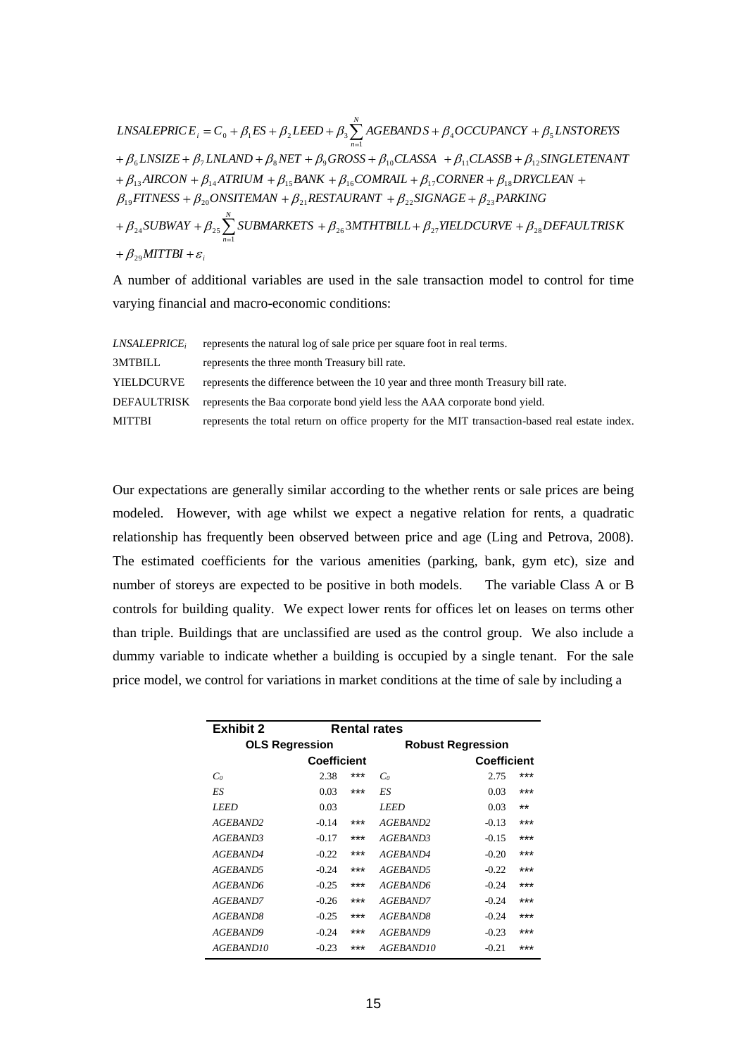$$LNSALEPRICE_i = C_0 + \beta_1 ES + \beta_2 LEED + \beta_3 \sum_{n=1}^{N} AGEBANDS + \beta_4 OCCUPANCY + \beta_5 LNSTOREYS$$
$$+ \beta_6 LNSIZE + \beta_7 LNLAND + \beta_8 NET + \beta_9 GROSS + \beta_{10} CLASSA + \beta_{11} CLASSB + \beta_{12} SINGLETENANT$$
$$+ \beta_{13} AIRCON + \beta_{14} ATRIUM + \beta_{15} BANK + \beta_{16} COMRAIL + \beta_{17} CORNER + \beta_{18} DRYCLEAN +$$
$$\beta_{19} FITNESS + \beta_{20} ONSITEMAN + \beta_{21} RESTAURANT + \beta_{22} SIGNAGE + \beta_{23} PARKING$$
$$+ \beta_{24} SUBWAY + \beta_{25} \sum_{n=1}^{N} SUBMARKETS + \beta_{26} 3MTHTBILL + \beta_{27} YIELDCURVE + \beta_{28} DEFAULTRISK$$
$$+ \beta_{29} MITTBI + \varepsilon_i$$

A number of additional variables are used in the sale transaction model to control for time varying financial and macro-economic conditions:

| | |
|---|---|
| $LNSALEPRICE_i$ | represents the natural log of sale price per square foot in real terms. |
| 3MTBILL | represents the three month Treasury bill rate. |
| YIELDCURVE | represents the difference between the 10 year and three month Treasury bill rate. |
| DEFAULTRISK | represents the Baa corporate bond yield less the AAA corporate bond yield. |
| MITTBI | represents the total return on office property for the MIT transaction-based real estate index. |

Our expectations are generally similar according to the whether rents or sale prices are being modeled. However, with age whilst we expect a negative relation for rents, a quadratic relationship has frequently been observed between price and age (Ling and Petrova, 2008). The estimated coefficients for the various amenities (parking, bank, gym etc), size and number of storeys are expected to be positive in both models. The variable Class A or B controls for building quality. We expect lower rents for offices let on leases on terms other than triple. Buildings that are unclassified are used as the control group. We also include a dummy variable to indicate whether a building is occupied by a single tenant. For the sale price model, we control for variations in market conditions at the time of sale by including a

| **Exhibit 2** | | **Rental rates** | | | |
|---|---|---|---|---|---|
| **OLS Regression** | | | **Robust Regression** | | |
| | **Coefficient** | | | **Coefficient** | |
| *C₀* | 2.38 | *** | *C₀* | 2.75 | *** |
| *ES* | 0.03 | *** | *ES* | 0.03 | *** |
| *LEED* | 0.03 | | *LEED* | 0.03 | ** |
| *AGEBAND2* | -0.14 | *** | *AGEBAND2* | -0.13 | *** |
| *AGEBAND3* | -0.17 | *** | *AGEBAND3* | -0.15 | *** |
| *AGEBAND4* | -0.22 | *** | *AGEBAND4* | -0.20 | *** |
| *AGEBAND5* | -0.24 | *** | *AGEBAND5* | -0.22 | *** |
| *AGEBAND6* | -0.25 | *** | *AGEBAND6* | -0.24 | *** |
| *AGEBAND7* | -0.26 | *** | *AGEBAND7* | -0.24 | *** |
| *AGEBAND8* | -0.25 | *** | *AGEBAND8* | -0.24 | *** |
| *AGEBAND9* | -0.24 | *** | *AGEBAND9* | -0.23 | *** |
| *AGEBAND10* | -0.23 | *** | *AGEBAND10* | -0.21 | *** |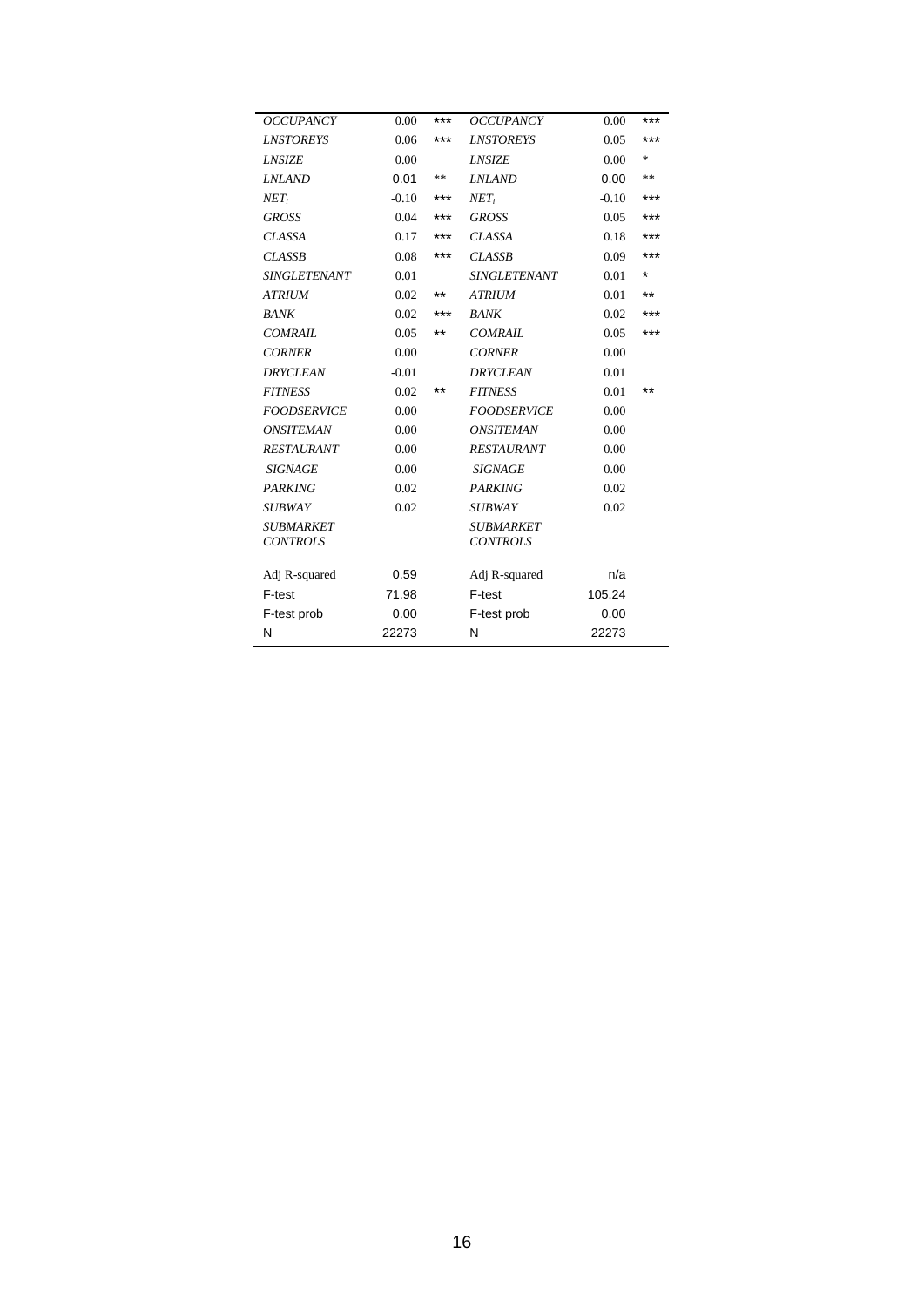| | | | | | |
|---|---|---|---|---|---|
| *OCCUPANCY* | 0.00 | *** | *OCCUPANCY* | 0.00 | *** |
| *LNSTOREYS* | 0.06 | *** | *LNSTOREYS* | 0.05 | *** |
| *LNSIZE* | 0.00 | | *LNSIZE* | 0.00 | * |
| *LNLAND* | 0.01 | ** | *LNLAND* | 0.00 | ** |
| $NET_i$ | -0.10 | *** | $NET_i$ | -0.10 | *** |
| *GROSS* | 0.04 | *** | *GROSS* | 0.05 | *** |
| *CLASSA* | 0.17 | *** | *CLASSA* | 0.18 | *** |
| *CLASSB* | 0.08 | *** | *CLASSB* | 0.09 | *** |
| *SINGLETENANT* | 0.01 | | *SINGLETENANT* | 0.01 | * |
| *ATRIUM* | 0.02 | ** | *ATRIUM* | 0.01 | ** |
| *BANK* | 0.02 | *** | *BANK* | 0.02 | *** |
| *COMRAIL* | 0.05 | ** | *COMRAIL* | 0.05 | *** |
| *CORNER* | 0.00 | | *CORNER* | 0.00 | |
| *DRYCLEAN* | -0.01 | | *DRYCLEAN* | 0.01 | |
| *FITNESS* | 0.02 | ** | *FITNESS* | 0.01 | ** |
| *FOODSERVICE* | 0.00 | | *FOODSERVICE* | 0.00 | |
| *ONSITEMAN* | 0.00 | | *ONSITEMAN* | 0.00 | |
| *RESTAURANT* | 0.00 | | *RESTAURANT* | 0.00 | |
| *SIGNAGE* | 0.00 | | *SIGNAGE* | 0.00 | |
| *PARKING* | 0.02 | | *PARKING* | 0.02 | |
| *SUBWAY* | 0.02 | | *SUBWAY* | 0.02 | |
| *SUBMARKET CONTROLS* | | | *SUBMARKET CONTROLS* | | |
| Adj R-squared | 0.59 | | Adj R-squared | n/a | |
| F-test | 71.98 | | F-test | 105.24 | |
| F-test prob | 0.00 | | F-test prob | 0.00 | |
| N | 22273 | | N | 22273 | |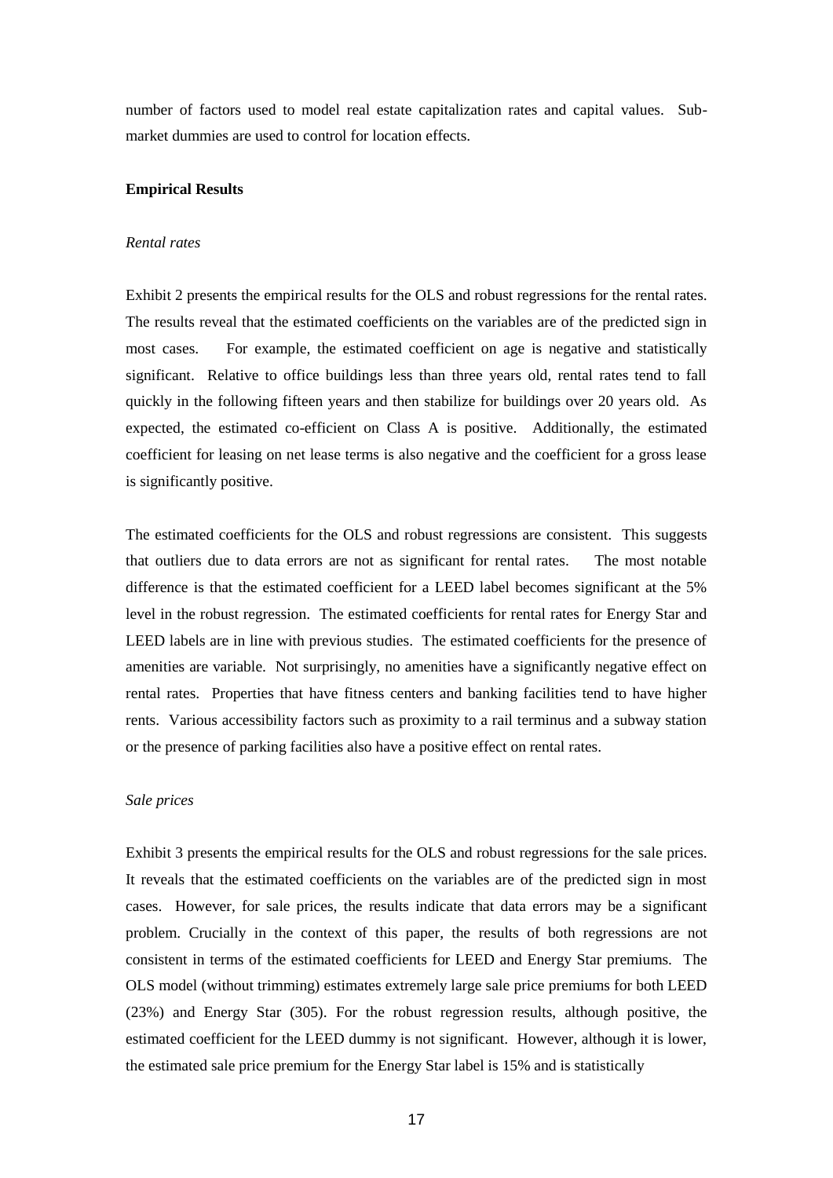number of factors used to model real estate capitalization rates and capital values. Sub-market dummies are used to control for location effects.

**Empirical Results**

*Rental rates*

Exhibit 2 presents the empirical results for the OLS and robust regressions for the rental rates. The results reveal that the estimated coefficients on the variables are of the predicted sign in most cases. For example, the estimated coefficient on age is negative and statistically significant. Relative to office buildings less than three years old, rental rates tend to fall quickly in the following fifteen years and then stabilize for buildings over 20 years old. As expected, the estimated co-efficient on Class A is positive. Additionally, the estimated coefficient for leasing on net lease terms is also negative and the coefficient for a gross lease is significantly positive.

The estimated coefficients for the OLS and robust regressions are consistent. This suggests that outliers due to data errors are not as significant for rental rates. The most notable difference is that the estimated coefficient for a LEED label becomes significant at the 5% level in the robust regression. The estimated coefficients for rental rates for Energy Star and LEED labels are in line with previous studies. The estimated coefficients for the presence of amenities are variable. Not surprisingly, no amenities have a significantly negative effect on rental rates. Properties that have fitness centers and banking facilities tend to have higher rents. Various accessibility factors such as proximity to a rail terminus and a subway station or the presence of parking facilities also have a positive effect on rental rates.

*Sale prices*

Exhibit 3 presents the empirical results for the OLS and robust regressions for the sale prices. It reveals that the estimated coefficients on the variables are of the predicted sign in most cases. However, for sale prices, the results indicate that data errors may be a significant problem. Crucially in the context of this paper, the results of both regressions are not consistent in terms of the estimated coefficients for LEED and Energy Star premiums. The OLS model (without trimming) estimates extremely large sale price premiums for both LEED (23%) and Energy Star (305). For the robust regression results, although positive, the estimated coefficient for the LEED dummy is not significant. However, although it is lower, the estimated sale price premium for the Energy Star label is 15% and is statistically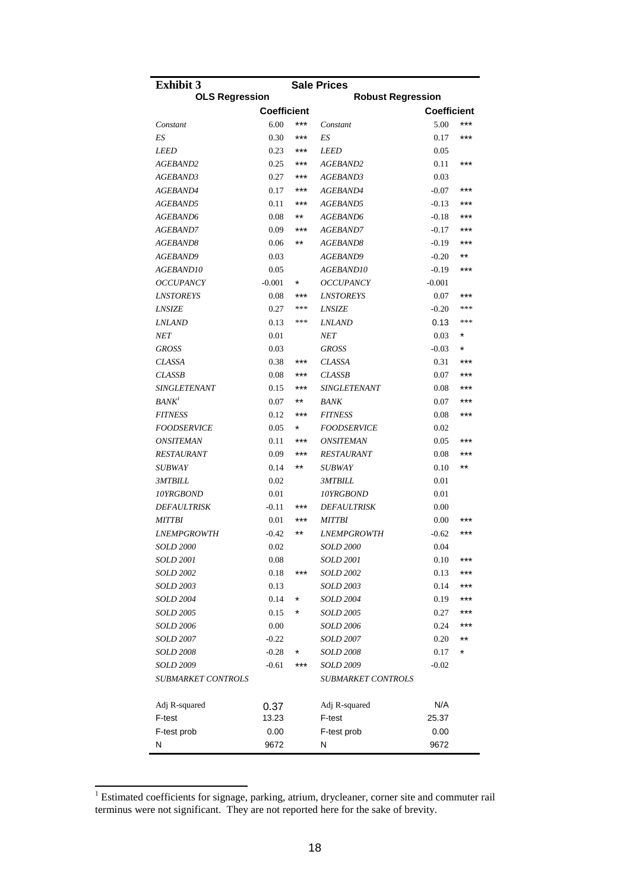**Exhibit 3** **Sale Prices**

| OLS Regression | | | Robust Regression | | |
|---|---|---|---|---|---|
| | Coefficient | | | Coefficient | |
| *Constant* | 6.00 | *** | *Constant* | 5.00 | *** |
| *ES* | 0.30 | *** | *ES* | 0.17 | *** |
| *LEED* | 0.23 | *** | *LEED* | 0.05 | |
| *AGEBAND2* | 0.25 | *** | *AGEBAND2* | 0.11 | *** |
| *AGEBAND3* | 0.27 | *** | *AGEBAND3* | 0.03 | |
| *AGEBAND4* | 0.17 | *** | *AGEBAND4* | -0.07 | *** |
| *AGEBAND5* | 0.11 | *** | *AGEBAND5* | -0.13 | *** |
| *AGEBAND6* | 0.08 | ** | *AGEBAND6* | -0.18 | *** |
| *AGEBAND7* | 0.09 | *** | *AGEBAND7* | -0.17 | *** |
| *AGEBAND8* | 0.06 | ** | *AGEBAND8* | -0.19 | *** |
| *AGEBAND9* | 0.03 | | *AGEBAND9* | -0.20 | ** |
| *AGEBAND10* | 0.05 | | *AGEBAND10* | -0.19 | *** |
| *OCCUPANCY* | -0.001 | * | *OCCUPANCY* | -0.001 | |
| *LNSTOREYS* | 0.08 | *** | *LNSTOREYS* | 0.07 | *** |
| *LNSIZE* | 0.27 | *** | *LNSIZE* | -0.20 | *** |
| *LNLAND* | 0.13 | *** | *LNLAND* | 0.13 | *** |
| *NET* | 0.01 | | *NET* | 0.03 | * |
| *GROSS* | 0.03 | | *GROSS* | -0.03 | * |
| *CLASSA* | 0.38 | *** | *CLASSA* | 0.31 | *** |
| *CLASSB* | 0.08 | *** | *CLASSB* | 0.07 | *** |
| *SINGLETENANT* | 0.15 | *** | *SINGLETENANT* | 0.08 | *** |
| *BANK*[1] | 0.07 | ** | *BANK* | 0.07 | *** |
| *FITNESS* | 0.12 | *** | *FITNESS* | 0.08 | *** |
| *FOODSERVICE* | 0.05 | * | *FOODSERVICE* | 0.02 | |
| *ONSITEMAN* | 0.11 | *** | *ONSITEMAN* | 0.05 | *** |
| *RESTAURANT* | 0.09 | *** | *RESTAURANT* | 0.08 | *** |
| *SUBWAY* | 0.14 | ** | *SUBWAY* | 0.10 | ** |
| *3MTBILL* | 0.02 | | *3MTBILL* | 0.01 | |
| *10YRGBOND* | 0.01 | | *10YRGBOND* | 0.01 | |
| *DEFAULTRISK* | -0.11 | *** | *DEFAULTRISK* | 0.00 | |
| *MITTBI* | 0.01 | *** | *MITTBI* | 0.00 | *** |
| *LNEMPGROWTH* | -0.42 | ** | *LNEMPGROWTH* | -0.62 | *** |
| *SOLD 2000* | 0.02 | | *SOLD 2000* | 0.04 | |
| *SOLD 2001* | 0.08 | | *SOLD 2001* | 0.10 | *** |
| *SOLD 2002* | 0.18 | *** | *SOLD 2002* | 0.13 | *** |
| *SOLD 2003* | 0.13 | | *SOLD 2003* | 0.14 | *** |
| *SOLD 2004* | 0.14 | * | *SOLD 2004* | 0.19 | *** |
| *SOLD 2005* | 0.15 | * | *SOLD 2005* | 0.27 | *** |
| *SOLD 2006* | 0.00 | | *SOLD 2006* | 0.24 | *** |
| *SOLD 2007* | -0.22 | | *SOLD 2007* | 0.20 | ** |
| *SOLD 2008* | -0.28 | * | *SOLD 2008* | 0.17 | * |
| *SOLD 2009* | -0.61 | *** | *SOLD 2009* | -0.02 | |
| *SUBMARKET CONTROLS* | | | *SUBMARKET CONTROLS* | | |
| Adj R-squared | 0.37 | | Adj R-squared | N/A | |
| F-test | 13.23 | | F-test | 25.37 | |
| F-test prob | 0.00 | | F-test prob | 0.00 | |
| N | 9672 | | N | 9672 | |

[1] Estimated coefficients for signage, parking, atrium, drycleaner, corner site and commuter rail terminus were not significant. They are not reported here for the sake of brevity.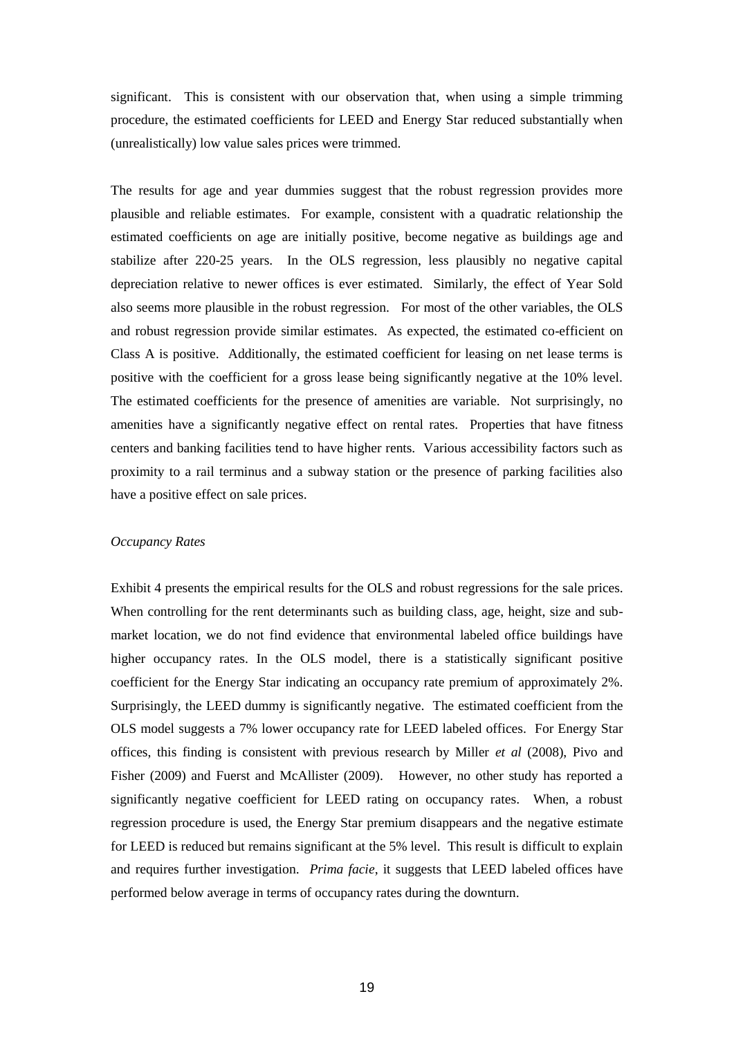significant. This is consistent with our observation that, when using a simple trimming procedure, the estimated coefficients for LEED and Energy Star reduced substantially when (unrealistically) low value sales prices were trimmed.

The results for age and year dummies suggest that the robust regression provides more plausible and reliable estimates. For example, consistent with a quadratic relationship the estimated coefficients on age are initially positive, become negative as buildings age and stabilize after 220-25 years. In the OLS regression, less plausibly no negative capital depreciation relative to newer offices is ever estimated. Similarly, the effect of Year Sold also seems more plausible in the robust regression. For most of the other variables, the OLS and robust regression provide similar estimates. As expected, the estimated co-efficient on Class A is positive. Additionally, the estimated coefficient for leasing on net lease terms is positive with the coefficient for a gross lease being significantly negative at the 10% level. The estimated coefficients for the presence of amenities are variable. Not surprisingly, no amenities have a significantly negative effect on rental rates. Properties that have fitness centers and banking facilities tend to have higher rents. Various accessibility factors such as proximity to a rail terminus and a subway station or the presence of parking facilities also have a positive effect on sale prices.

*Occupancy Rates*

Exhibit 4 presents the empirical results for the OLS and robust regressions for the sale prices. When controlling for the rent determinants such as building class, age, height, size and sub-market location, we do not find evidence that environmental labeled office buildings have higher occupancy rates. In the OLS model, there is a statistically significant positive coefficient for the Energy Star indicating an occupancy rate premium of approximately 2%. Surprisingly, the LEED dummy is significantly negative. The estimated coefficient from the OLS model suggests a 7% lower occupancy rate for LEED labeled offices. For Energy Star offices, this finding is consistent with previous research by Miller *et al* (2008), Pivo and Fisher (2009) and Fuerst and McAllister (2009). However, no other study has reported a significantly negative coefficient for LEED rating on occupancy rates. When, a robust regression procedure is used, the Energy Star premium disappears and the negative estimate for LEED is reduced but remains significant at the 5% level. This result is difficult to explain and requires further investigation. *Prima facie*, it suggests that LEED labeled offices have performed below average in terms of occupancy rates during the downturn.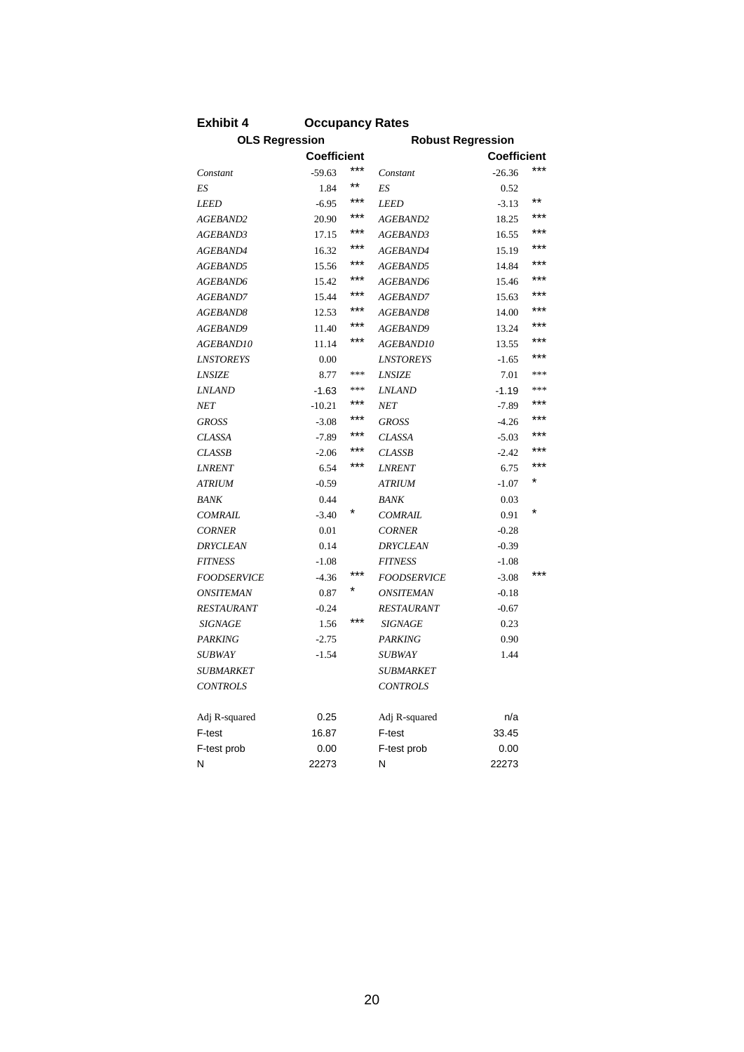## Exhibit 4 Occupancy Rates

| OLS Regression | | | Robust Regression | | |
|---|---|---|---|---|---|
| | Coefficient | | | Coefficient | |
| *Constant* | -59.63 | *** | *Constant* | -26.36 | *** |
| *ES* | 1.84 | ** | *ES* | 0.52 | |
| *LEED* | -6.95 | *** | *LEED* | -3.13 | ** |
| *AGEBAND2* | 20.90 | *** | *AGEBAND2* | 18.25 | *** |
| *AGEBAND3* | 17.15 | *** | *AGEBAND3* | 16.55 | *** |
| *AGEBAND4* | 16.32 | *** | *AGEBAND4* | 15.19 | *** |
| *AGEBAND5* | 15.56 | *** | *AGEBAND5* | 14.84 | *** |
| *AGEBAND6* | 15.42 | *** | *AGEBAND6* | 15.46 | *** |
| *AGEBAND7* | 15.44 | *** | *AGEBAND7* | 15.63 | *** |
| *AGEBAND8* | 12.53 | *** | *AGEBAND8* | 14.00 | *** |
| *AGEBAND9* | 11.40 | *** | *AGEBAND9* | 13.24 | *** |
| *AGEBAND10* | 11.14 | *** | *AGEBAND10* | 13.55 | *** |
| *LNSTOREYS* | 0.00 | | *LNSTOREYS* | -1.65 | *** |
| *LNSIZE* | 8.77 | *** | *LNSIZE* | 7.01 | *** |
| *LNLAND* | -1.63 | *** | *LNLAND* | -1.19 | *** |
| *NET* | -10.21 | *** | *NET* | -7.89 | *** |
| *GROSS* | -3.08 | *** | *GROSS* | -4.26 | *** |
| *CLASSA* | -7.89 | *** | *CLASSA* | -5.03 | *** |
| *CLASSB* | -2.06 | *** | *CLASSB* | -2.42 | *** |
| *LNRENT* | 6.54 | *** | *LNRENT* | 6.75 | *** |
| *ATRIUM* | -0.59 | | *ATRIUM* | -1.07 | * |
| *BANK* | 0.44 | | *BANK* | 0.03 | |
| *COMRAIL* | -3.40 | * | *COMRAIL* | 0.91 | * |
| *CORNER* | 0.01 | | *CORNER* | -0.28 | |
| *DRYCLEAN* | 0.14 | | *DRYCLEAN* | -0.39 | |
| *FITNESS* | -1.08 | | *FITNESS* | -1.08 | |
| *FOODSERVICE* | -4.36 | *** | *FOODSERVICE* | -3.08 | *** |
| *ONSITEMAN* | 0.87 | * | *ONSITEMAN* | -0.18 | |
| *RESTAURANT* | -0.24 | | *RESTAURANT* | -0.67 | |
| *SIGNAGE* | 1.56 | *** | *SIGNAGE* | 0.23 | |
| *PARKING* | -2.75 | | *PARKING* | 0.90 | |
| *SUBWAY* | -1.54 | | *SUBWAY* | 1.44 | |
| *SUBMARKET* | | | *SUBMARKET* | | |
| *CONTROLS* | | | *CONTROLS* | | |
| | | | | | |
| Adj R-squared | 0.25 | | Adj R-squared | n/a | |
| F-test | 16.87 | | F-test | 33.45 | |
| F-test prob | 0.00 | | F-test prob | 0.00 | |
| N | 22273 | | N | 22273 | |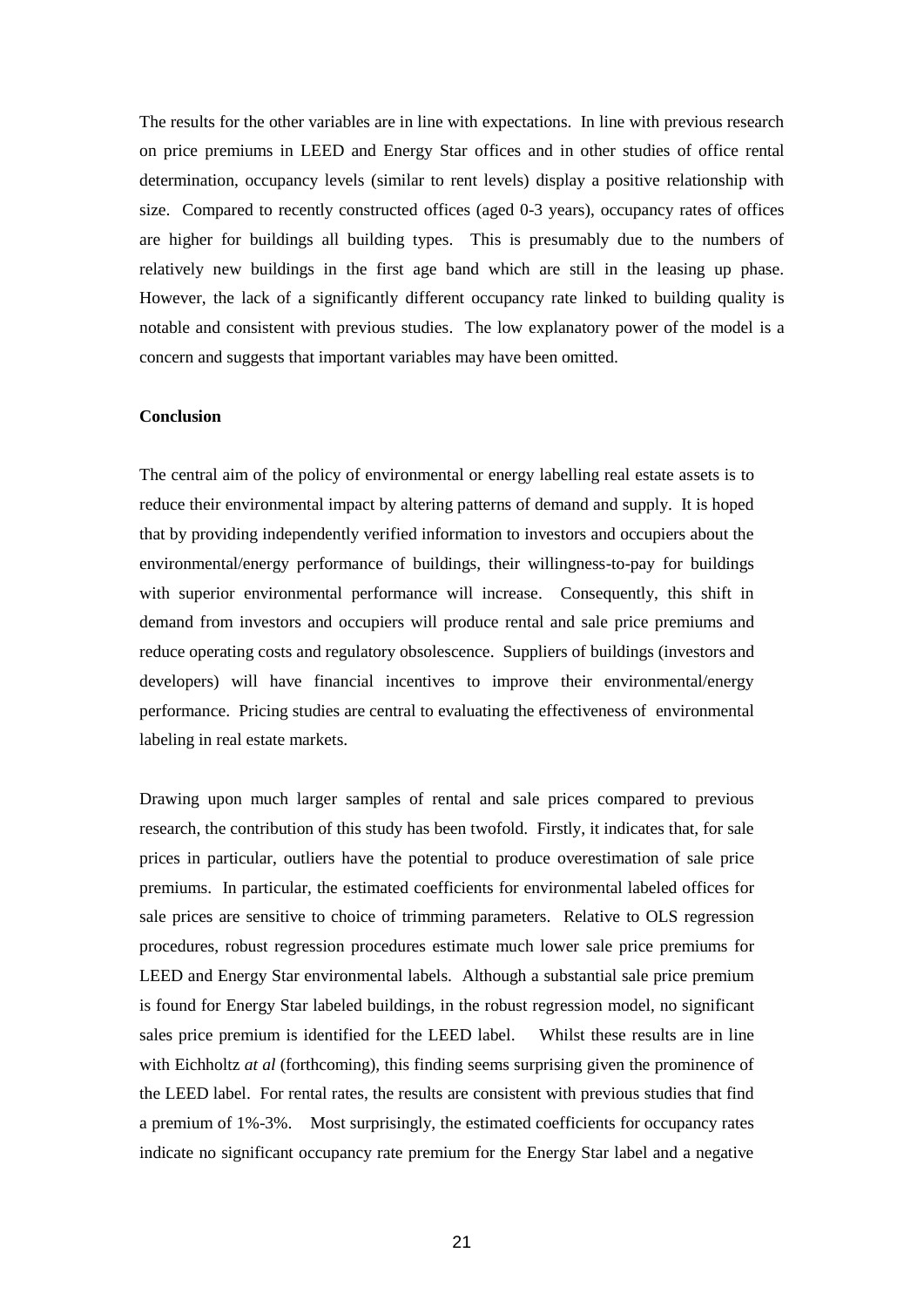The results for the other variables are in line with expectations. In line with previous research on price premiums in LEED and Energy Star offices and in other studies of office rental determination, occupancy levels (similar to rent levels) display a positive relationship with size. Compared to recently constructed offices (aged 0-3 years), occupancy rates of offices are higher for buildings all building types. This is presumably due to the numbers of relatively new buildings in the first age band which are still in the leasing up phase. However, the lack of a significantly different occupancy rate linked to building quality is notable and consistent with previous studies. The low explanatory power of the model is a concern and suggests that important variables may have been omitted.

**Conclusion**

The central aim of the policy of environmental or energy labelling real estate assets is to reduce their environmental impact by altering patterns of demand and supply. It is hoped that by providing independently verified information to investors and occupiers about the environmental/energy performance of buildings, their willingness-to-pay for buildings with superior environmental performance will increase. Consequently, this shift in demand from investors and occupiers will produce rental and sale price premiums and reduce operating costs and regulatory obsolescence. Suppliers of buildings (investors and developers) will have financial incentives to improve their environmental/energy performance. Pricing studies are central to evaluating the effectiveness of environmental labeling in real estate markets.

Drawing upon much larger samples of rental and sale prices compared to previous research, the contribution of this study has been twofold. Firstly, it indicates that, for sale prices in particular, outliers have the potential to produce overestimation of sale price premiums. In particular, the estimated coefficients for environmental labeled offices for sale prices are sensitive to choice of trimming parameters. Relative to OLS regression procedures, robust regression procedures estimate much lower sale price premiums for LEED and Energy Star environmental labels. Although a substantial sale price premium is found for Energy Star labeled buildings, in the robust regression model, no significant sales price premium is identified for the LEED label. Whilst these results are in line with Eichholtz *at al* (forthcoming), this finding seems surprising given the prominence of the LEED label. For rental rates, the results are consistent with previous studies that find a premium of 1%-3%. Most surprisingly, the estimated coefficients for occupancy rates indicate no significant occupancy rate premium for the Energy Star label and a negative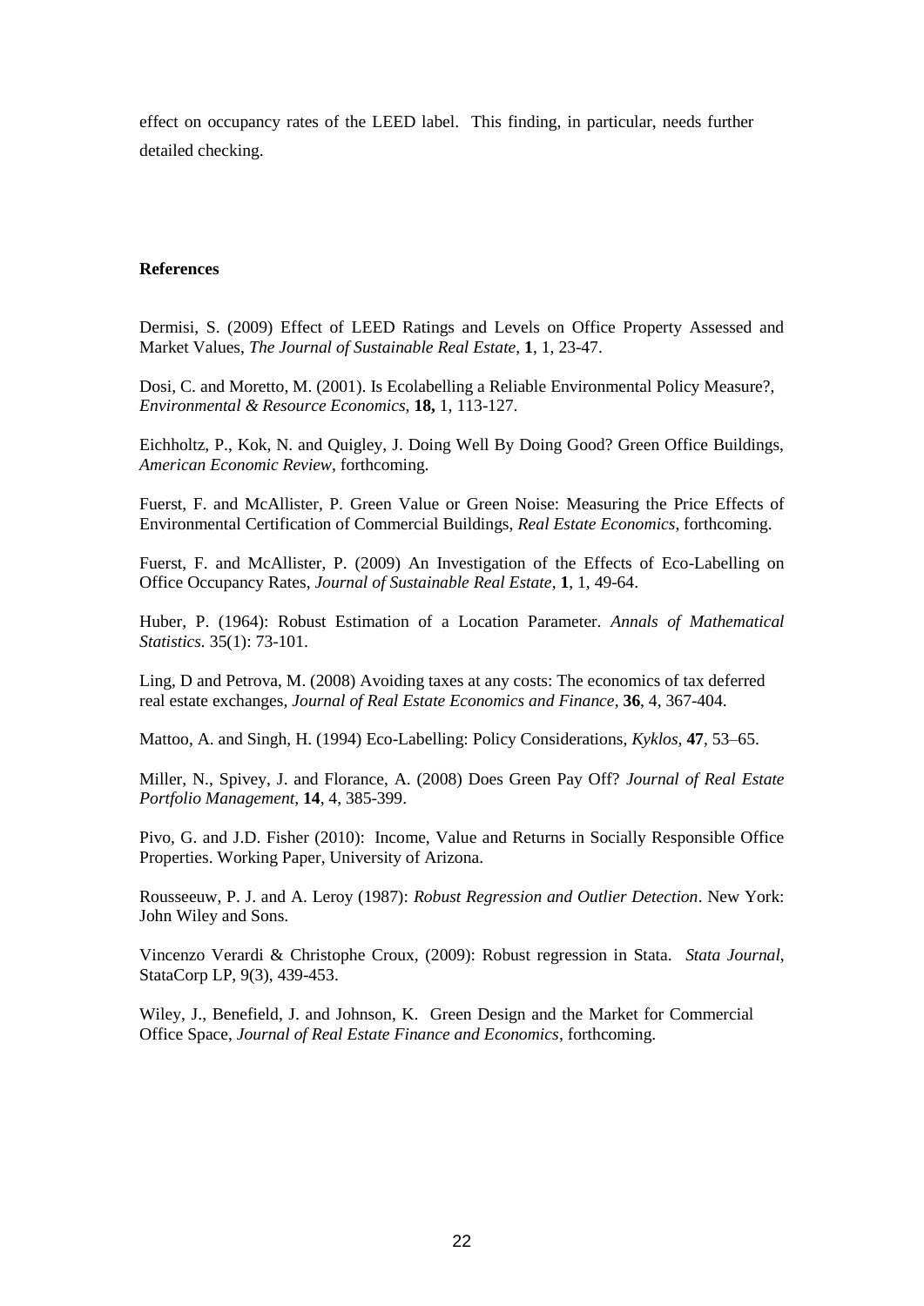effect on occupancy rates of the LEED label. This finding, in particular, needs further detailed checking.

**References**

Dermisi, S. (2009) Effect of LEED Ratings and Levels on Office Property Assessed and Market Values, *The Journal of Sustainable Real Estate*, **1**, 1, 23-47.

Dosi, C. and Moretto, M. (2001). Is Ecolabelling a Reliable Environmental Policy Measure?, *Environmental & Resource Economics*, **18,** 1, 113-127.

Eichholtz, P., Kok, N. and Quigley, J. Doing Well By Doing Good? Green Office Buildings, *American Economic Review*, forthcoming.

Fuerst, F. and McAllister, P. Green Value or Green Noise: Measuring the Price Effects of Environmental Certification of Commercial Buildings, *Real Estate Economics*, forthcoming.

Fuerst, F. and McAllister, P. (2009) An Investigation of the Effects of Eco-Labelling on Office Occupancy Rates, *Journal of Sustainable Real Estate*, **1**, 1, 49-64.

Huber, P. (1964): Robust Estimation of a Location Parameter. *Annals of Mathematical Statistics*. 35(1): 73-101.

Ling, D and Petrova, M. (2008) Avoiding taxes at any costs: The economics of tax deferred real estate exchanges, *Journal of Real Estate Economics and Finance*, **36**, 4, 367-404.

Mattoo, A. and Singh, H. (1994) Eco-Labelling: Policy Considerations, *Kyklos*, **47**, 53–65.

Miller, N., Spivey, J. and Florance, A. (2008) Does Green Pay Off? *Journal of Real Estate Portfolio Management*, **14**, 4, 385-399.

Pivo, G. and J.D. Fisher (2010): Income, Value and Returns in Socially Responsible Office Properties. Working Paper, University of Arizona.

Rousseeuw, P. J. and A. Leroy (1987): *Robust Regression and Outlier Detection*. New York: John Wiley and Sons.

Vincenzo Verardi & Christophe Croux, (2009): Robust regression in Stata. *Stata Journal*, StataCorp LP, 9(3), 439-453.

Wiley, J., Benefield, J. and Johnson, K. Green Design and the Market for Commercial Office Space, *Journal of Real Estate Finance and Economics*, forthcoming.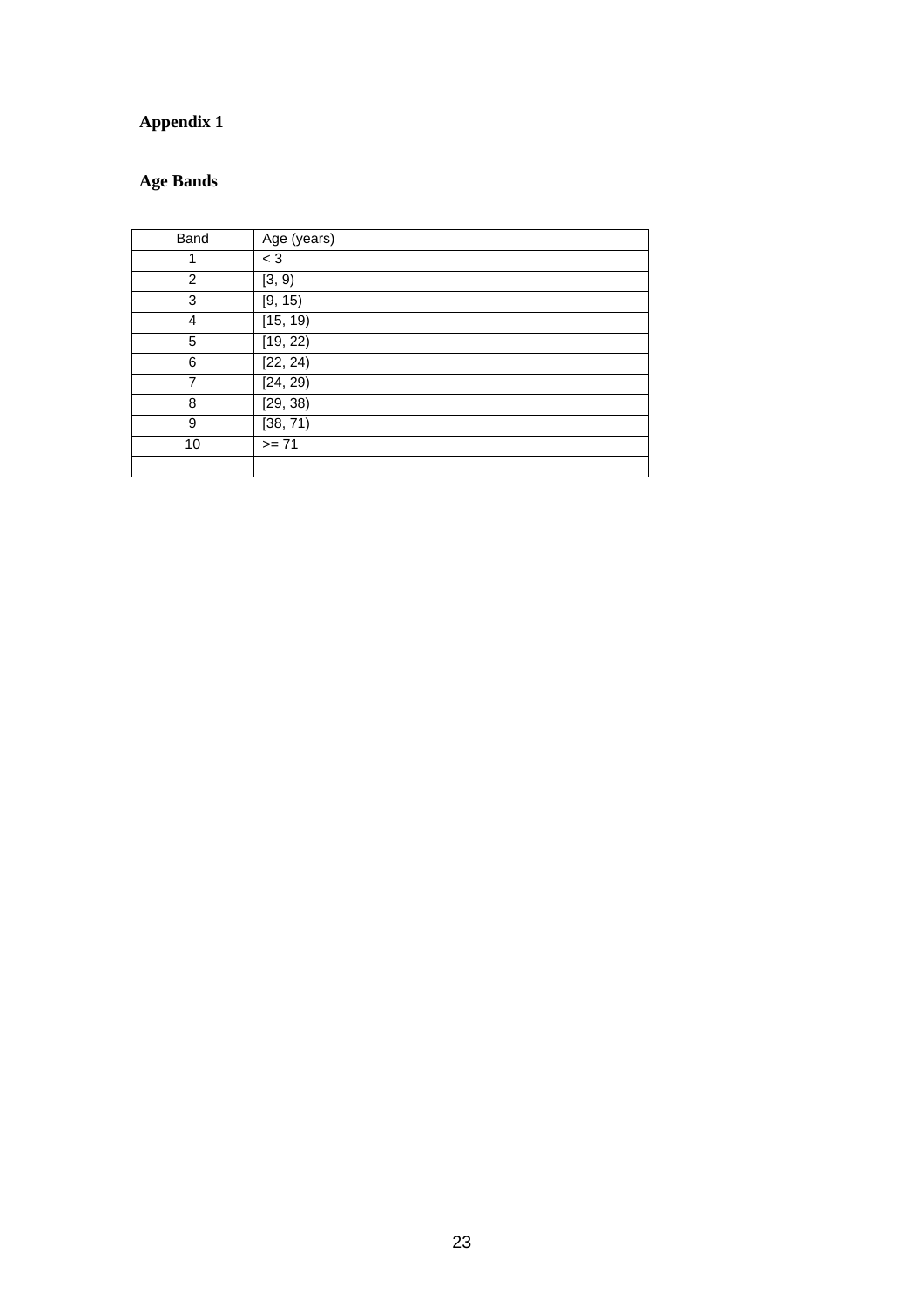# Appendix 1

## Age Bands

| Band | Age (years) |
| --- | --- |
| 1 | < 3 |
| 2 | [3, 9) |
| 3 | [9, 15) |
| 4 | [15, 19) |
| 5 | [19, 22) |
| 6 | [22, 24) |
| 7 | [24, 29) |
| 8 | [29, 38) |
| 9 | [38, 71) |
| 10 | >= 71 |
| | |